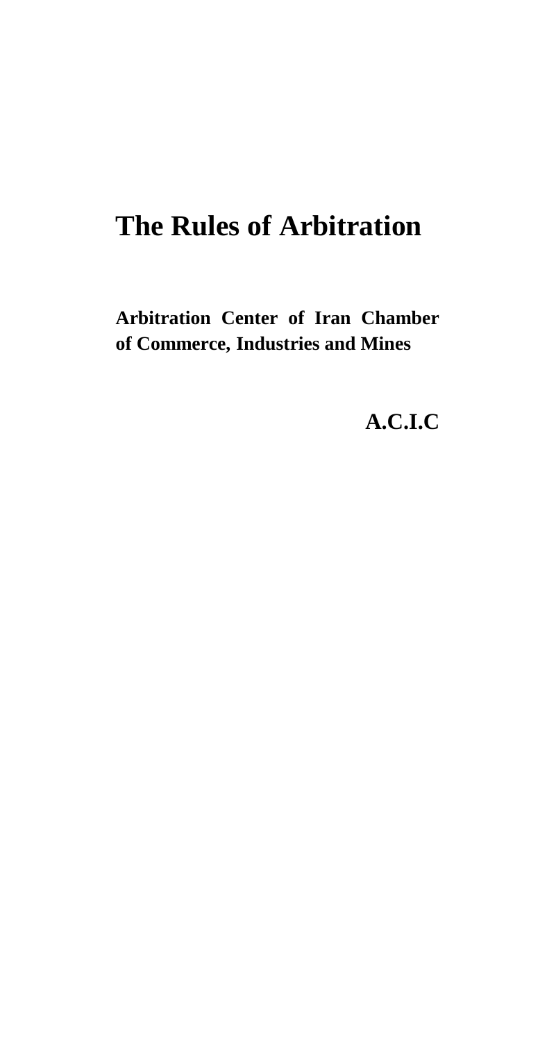# The Rules of Arbitration

**Arbitration Center of Iran Chamber of Commerce, Industries and Mines**

**A.C.I.C**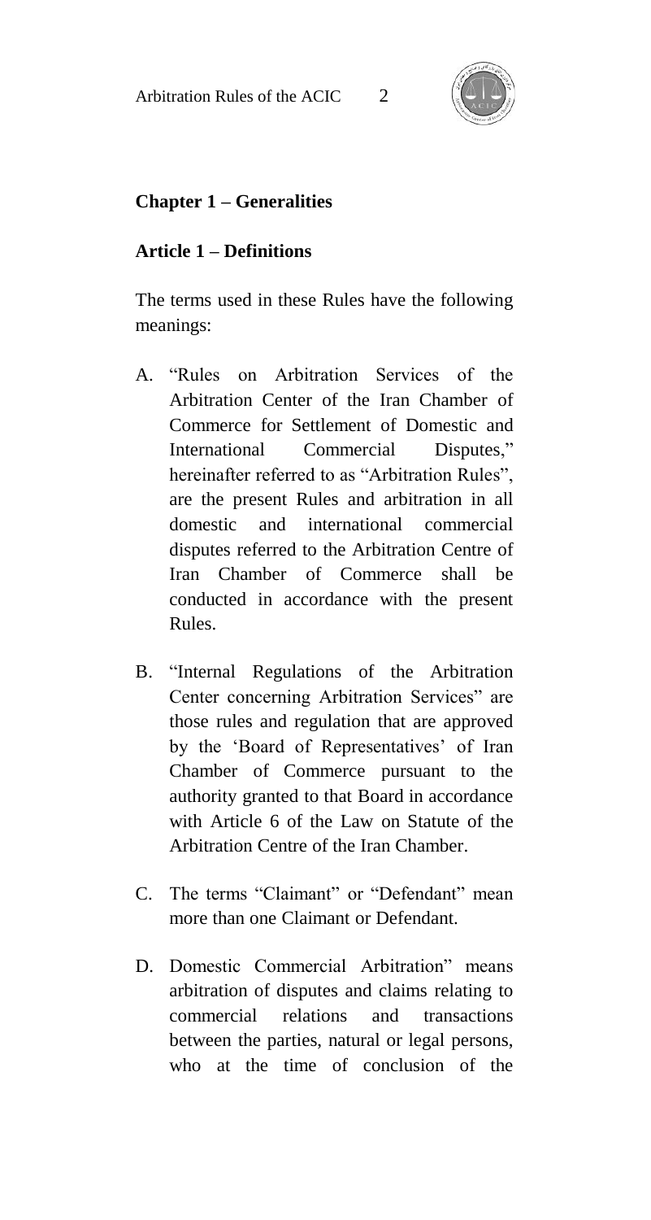## Chapter 1 – Generalities

### Article 1 – Definitions

The terms used in these Rules have the following meanings:

A. "Rules on Arbitration Services of the Arbitration Center of the Iran Chamber of Commerce for Settlement of Domestic and International Commercial Disputes," hereinafter referred to as "Arbitration Rules", are the present Rules and arbitration in all domestic and international commercial disputes referred to the Arbitration Centre of Iran Chamber of Commerce shall be conducted in accordance with the present Rules.

B. "Internal Regulations of the Arbitration Center concerning Arbitration Services" are those rules and regulation that are approved by the 'Board of Representatives' of Iran Chamber of Commerce pursuant to the authority granted to that Board in accordance with Article 6 of the Law on Statute of the Arbitration Centre of the Iran Chamber.

C. The terms "Claimant" or "Defendant" mean more than one Claimant or Defendant.

D. Domestic Commercial Arbitration" means arbitration of disputes and claims relating to commercial relations and transactions between the parties, natural or legal persons, who at the time of conclusion of the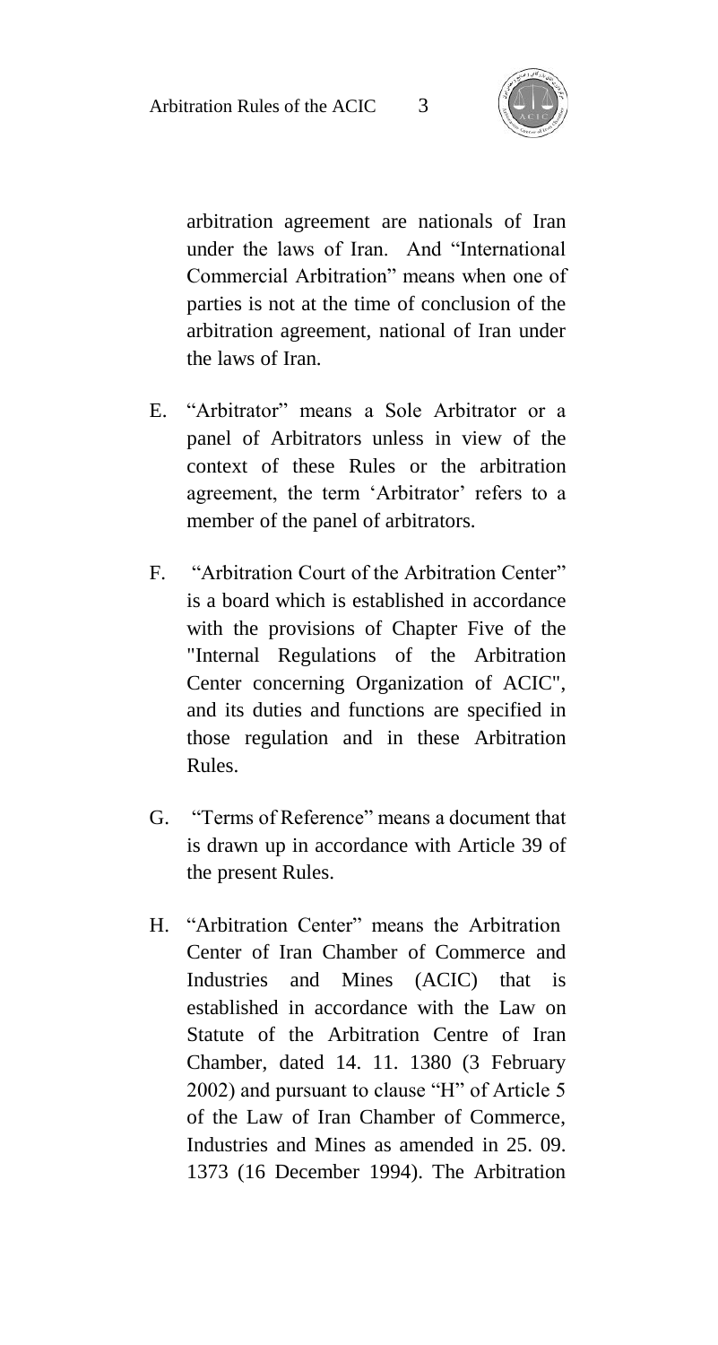arbitration agreement are nationals of Iran under the laws of Iran. And "International Commercial Arbitration" means when one of parties is not at the time of conclusion of the arbitration agreement, national of Iran under the laws of Iran.

E. "Arbitrator" means a Sole Arbitrator or a panel of Arbitrators unless in view of the context of these Rules or the arbitration agreement, the term 'Arbitrator' refers to a member of the panel of arbitrators.

F. "Arbitration Court of the Arbitration Center" is a board which is established in accordance with the provisions of Chapter Five of the "Internal Regulations of the Arbitration Center concerning Organization of ACIC", and its duties and functions are specified in those regulation and in these Arbitration Rules.

G. "Terms of Reference" means a document that is drawn up in accordance with Article 39 of the present Rules.

H. "Arbitration Center" means the Arbitration Center of Iran Chamber of Commerce and Industries and Mines (ACIC) that is established in accordance with the Law on Statute of the Arbitration Centre of Iran Chamber, dated 14. 11. 1380 (3 February 2002) and pursuant to clause "H" of Article 5 of the Law of Iran Chamber of Commerce, Industries and Mines as amended in 25. 09. 1373 (16 December 1994). The Arbitration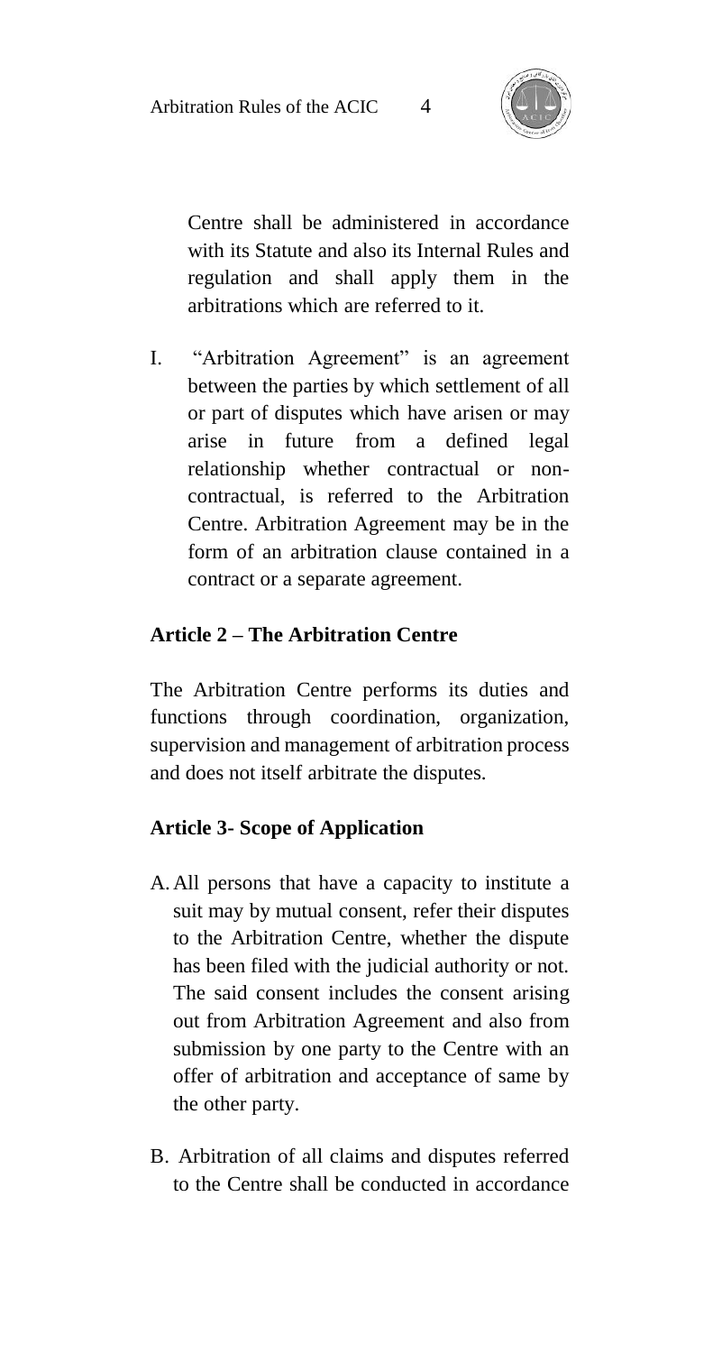Centre shall be administered in accordance with its Statute and also its Internal Rules and regulation and shall apply them in the arbitrations which are referred to it.

I. "Arbitration Agreement" is an agreement between the parties by which settlement of all or part of disputes which have arisen or may arise in future from a defined legal relationship whether contractual or non-contractual, is referred to the Arbitration Centre. Arbitration Agreement may be in the form of an arbitration clause contained in a contract or a separate agreement.

**Article 2 – The Arbitration Centre**

The Arbitration Centre performs its duties and functions through coordination, organization, supervision and management of arbitration process and does not itself arbitrate the disputes.

**Article 3- Scope of Application**

A. All persons that have a capacity to institute a suit may by mutual consent, refer their disputes to the Arbitration Centre, whether the dispute has been filed with the judicial authority or not. The said consent includes the consent arising out from Arbitration Agreement and also from submission by one party to the Centre with an offer of arbitration and acceptance of same by the other party.

B. Arbitration of all claims and disputes referred to the Centre shall be conducted in accordance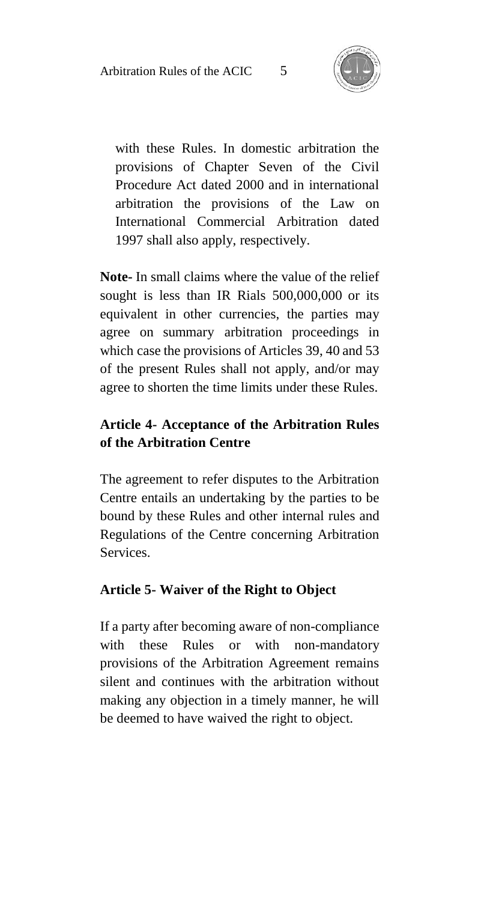with these Rules. In domestic arbitration the provisions of Chapter Seven of the Civil Procedure Act dated 2000 and in international arbitration the provisions of the Law on International Commercial Arbitration dated 1997 shall also apply, respectively.

**Note-** In small claims where the value of the relief sought is less than IR Rials 500,000,000 or its equivalent in other currencies, the parties may agree on summary arbitration proceedings in which case the provisions of Articles 39, 40 and 53 of the present Rules shall not apply, and/or may agree to shorten the time limits under these Rules.

### Article 4- Acceptance of the Arbitration Rules of the Arbitration Centre

The agreement to refer disputes to the Arbitration Centre entails an undertaking by the parties to be bound by these Rules and other internal rules and Regulations of the Centre concerning Arbitration Services.

### Article 5- Waiver of the Right to Object

If a party after becoming aware of non-compliance with these Rules or with non-mandatory provisions of the Arbitration Agreement remains silent and continues with the arbitration without making any objection in a timely manner, he will be deemed to have waived the right to object.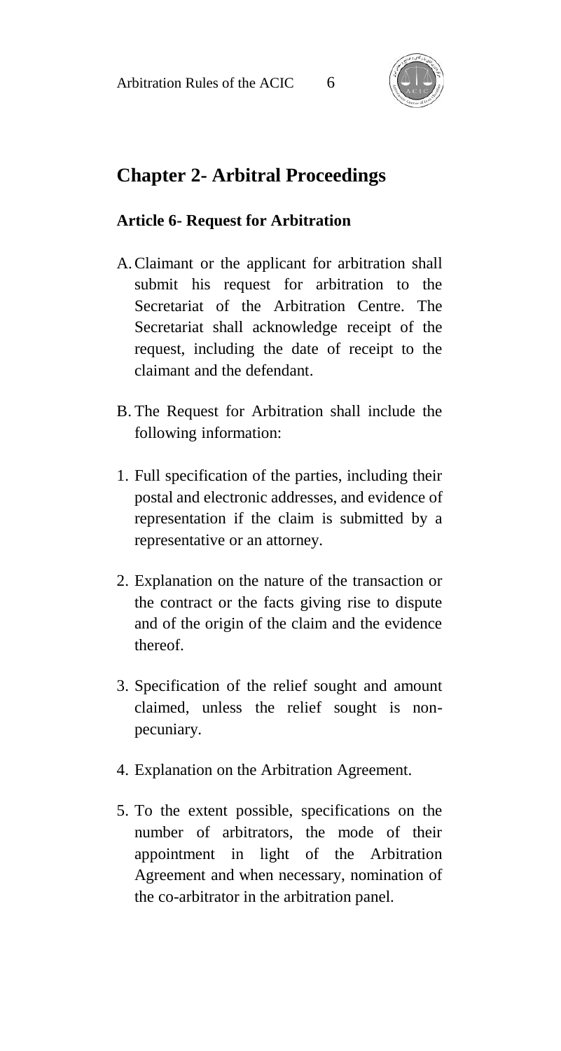## Chapter 2- Arbitral Proceedings

### Article 6- Request for Arbitration

A. Claimant or the applicant for arbitration shall submit his request for arbitration to the Secretariat of the Arbitration Centre. The Secretariat shall acknowledge receipt of the request, including the date of receipt to the claimant and the defendant.

B. The Request for Arbitration shall include the following information:

1. Full specification of the parties, including their postal and electronic addresses, and evidence of representation if the claim is submitted by a representative or an attorney.

2. Explanation on the nature of the transaction or the contract or the facts giving rise to dispute and of the origin of the claim and the evidence thereof.

3. Specification of the relief sought and amount claimed, unless the relief sought is non-pecuniary.

4. Explanation on the Arbitration Agreement.

5. To the extent possible, specifications on the number of arbitrators, the mode of their appointment in light of the Arbitration Agreement and when necessary, nomination of the co-arbitrator in the arbitration panel.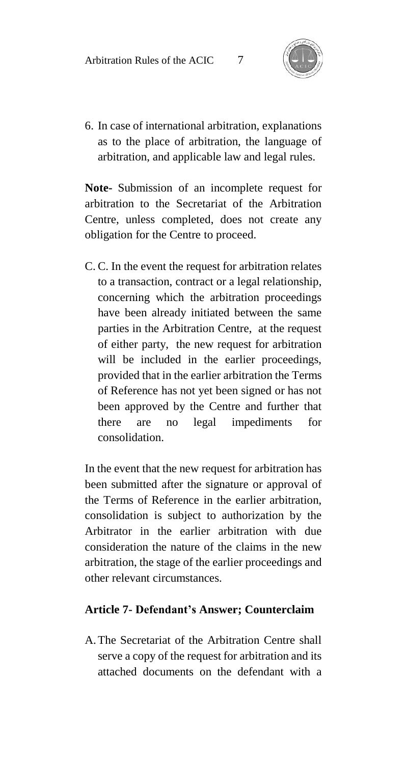6. In case of international arbitration, explanations as to the place of arbitration, the language of arbitration, and applicable law and legal rules.

**Note-** Submission of an incomplete request for arbitration to the Secretariat of the Arbitration Centre, unless completed, does not create any obligation for the Centre to proceed.

C. C. In the event the request for arbitration relates to a transaction, contract or a legal relationship, concerning which the arbitration proceedings have been already initiated between the same parties in the Arbitration Centre, at the request of either party, the new request for arbitration will be included in the earlier proceedings, provided that in the earlier arbitration the Terms of Reference has not yet been signed or has not been approved by the Centre and further that there are no legal impediments for consolidation.

In the event that the new request for arbitration has been submitted after the signature or approval of the Terms of Reference in the earlier arbitration, consolidation is subject to authorization by the Arbitrator in the earlier arbitration with due consideration the nature of the claims in the new arbitration, the stage of the earlier proceedings and other relevant circumstances.

## Article 7- Defendant's Answer; Counterclaim

A. The Secretariat of the Arbitration Centre shall serve a copy of the request for arbitration and its attached documents on the defendant with a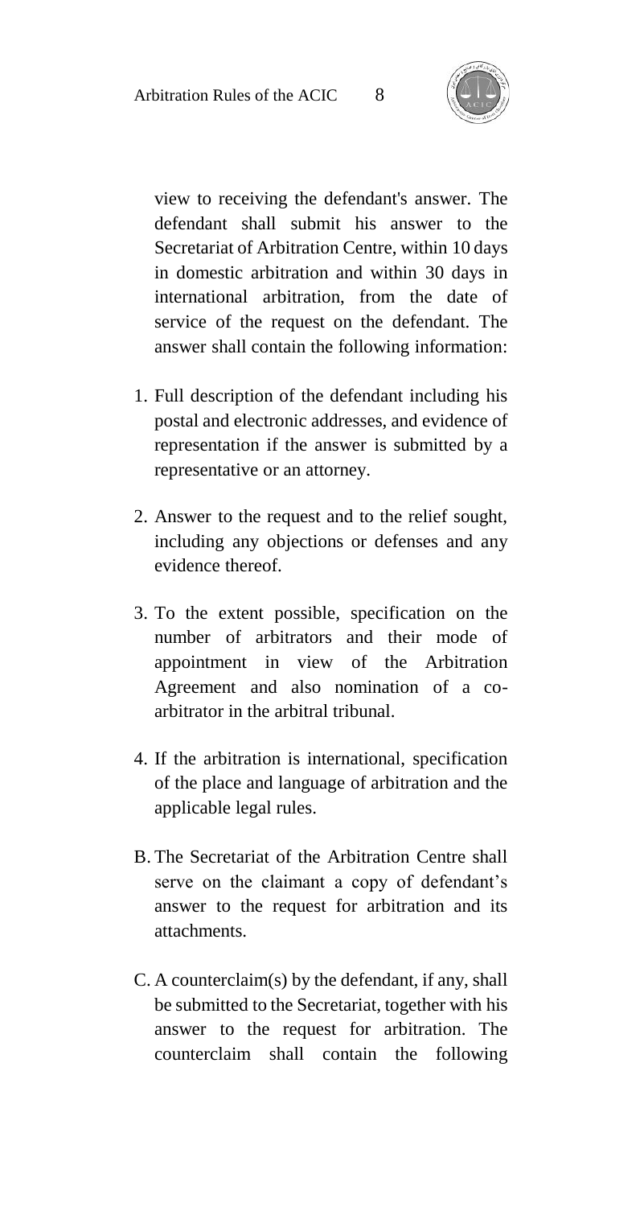view to receiving the defendant's answer. The defendant shall submit his answer to the Secretariat of Arbitration Centre, within 10 days in domestic arbitration and within 30 days in international arbitration, from the date of service of the request on the defendant. The answer shall contain the following information:

1. Full description of the defendant including his postal and electronic addresses, and evidence of representation if the answer is submitted by a representative or an attorney.
2. Answer to the request and to the relief sought, including any objections or defenses and any evidence thereof.
3. To the extent possible, specification on the number of arbitrators and their mode of appointment in view of the Arbitration Agreement and also nomination of a co-arbitrator in the arbitral tribunal.
4. If the arbitration is international, specification of the place and language of arbitration and the applicable legal rules.

B. The Secretariat of the Arbitration Centre shall serve on the claimant a copy of defendant's answer to the request for arbitration and its attachments.

C. A counterclaim(s) by the defendant, if any, shall be submitted to the Secretariat, together with his answer to the request for arbitration. The counterclaim shall contain the following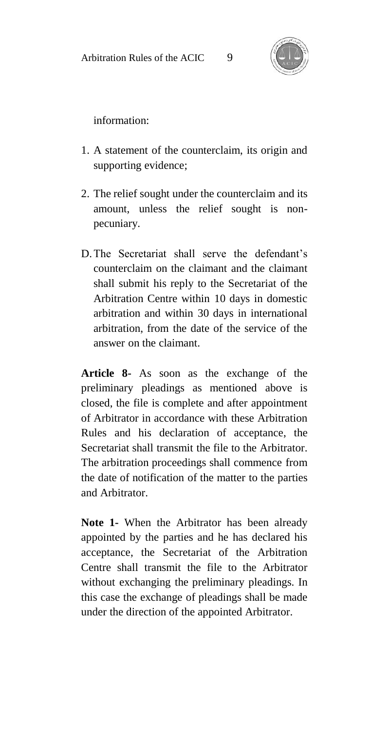information:

1. A statement of the counterclaim, its origin and supporting evidence;

2. The relief sought under the counterclaim and its amount, unless the relief sought is non-pecuniary.

D. The Secretariat shall serve the defendant's counterclaim on the claimant and the claimant shall submit his reply to the Secretariat of the Arbitration Centre within 10 days in domestic arbitration and within 30 days in international arbitration, from the date of the service of the answer on the claimant.

**Article 8-** As soon as the exchange of the preliminary pleadings as mentioned above is closed, the file is complete and after appointment of Arbitrator in accordance with these Arbitration Rules and his declaration of acceptance, the Secretariat shall transmit the file to the Arbitrator. The arbitration proceedings shall commence from the date of notification of the matter to the parties and Arbitrator.

**Note 1-** When the Arbitrator has been already appointed by the parties and he has declared his acceptance, the Secretariat of the Arbitration Centre shall transmit the file to the Arbitrator without exchanging the preliminary pleadings. In this case the exchange of pleadings shall be made under the direction of the appointed Arbitrator.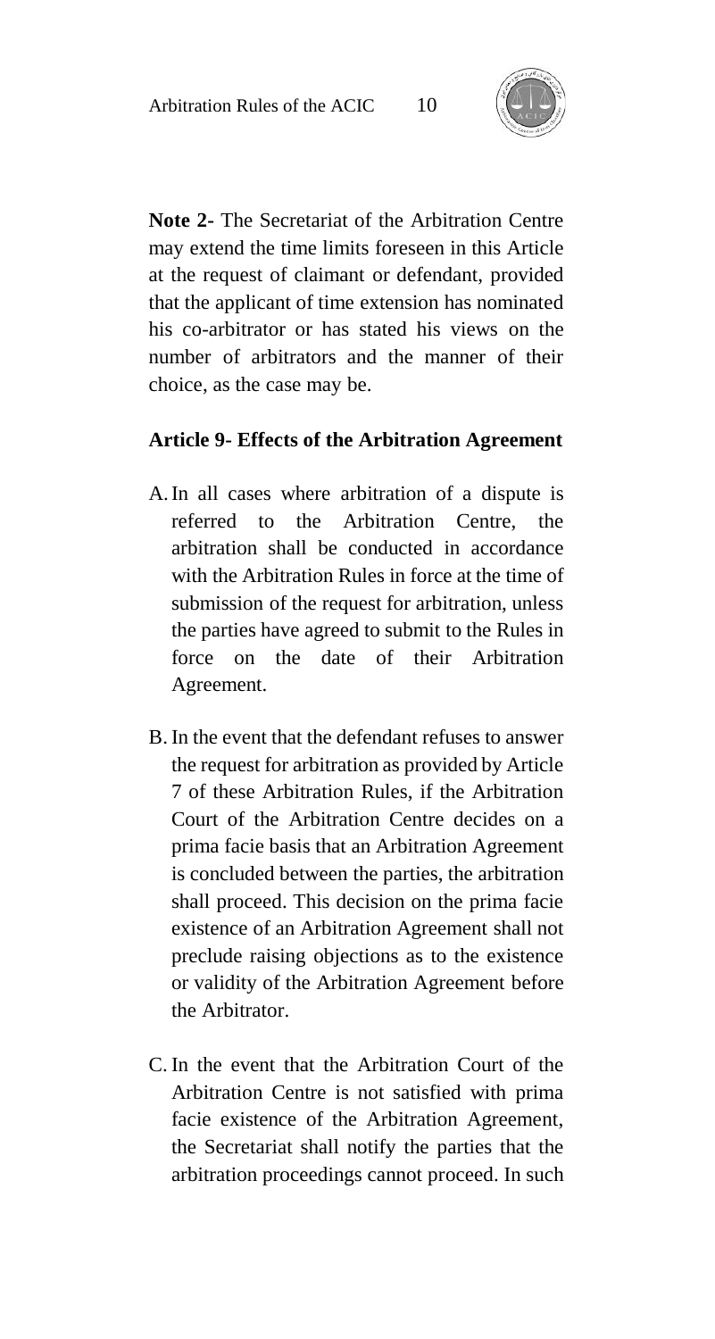**Note 2-** The Secretariat of the Arbitration Centre may extend the time limits foreseen in this Article at the request of claimant or defendant, provided that the applicant of time extension has nominated his co-arbitrator or has stated his views on the number of arbitrators and the manner of their choice, as the case may be.

## Article 9- Effects of the Arbitration Agreement

A. In all cases where arbitration of a dispute is referred to the Arbitration Centre, the arbitration shall be conducted in accordance with the Arbitration Rules in force at the time of submission of the request for arbitration, unless the parties have agreed to submit to the Rules in force on the date of their Arbitration Agreement.

B. In the event that the defendant refuses to answer the request for arbitration as provided by Article 7 of these Arbitration Rules, if the Arbitration Court of the Arbitration Centre decides on a prima facie basis that an Arbitration Agreement is concluded between the parties, the arbitration shall proceed. This decision on the prima facie existence of an Arbitration Agreement shall not preclude raising objections as to the existence or validity of the Arbitration Agreement before the Arbitrator.

C. In the event that the Arbitration Court of the Arbitration Centre is not satisfied with prima facie existence of the Arbitration Agreement, the Secretariat shall notify the parties that the arbitration proceedings cannot proceed. In such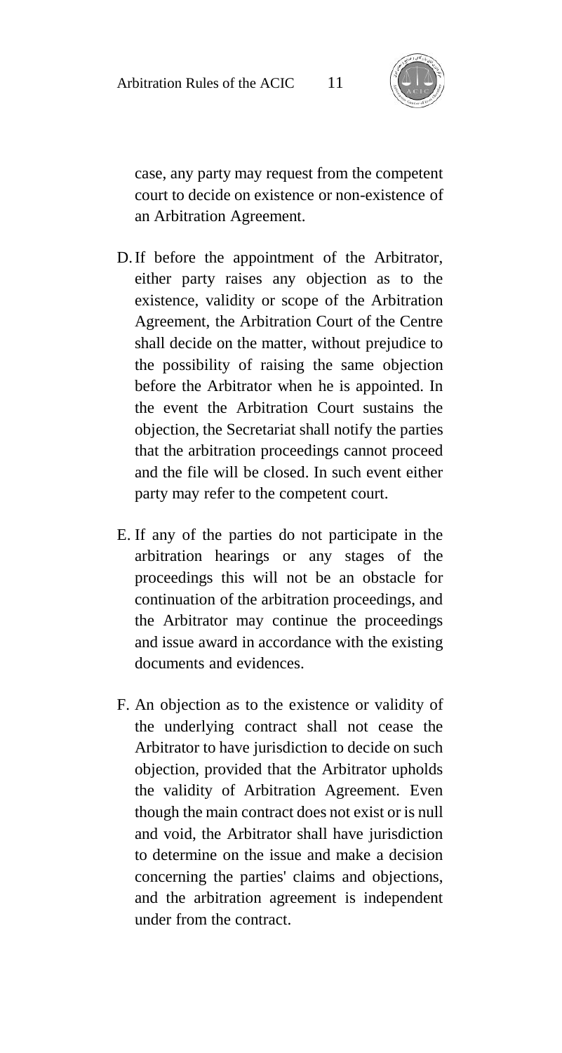case, any party may request from the competent court to decide on existence or non-existence of an Arbitration Agreement.

D. If before the appointment of the Arbitrator, either party raises any objection as to the existence, validity or scope of the Arbitration Agreement, the Arbitration Court of the Centre shall decide on the matter, without prejudice to the possibility of raising the same objection before the Arbitrator when he is appointed. In the event the Arbitration Court sustains the objection, the Secretariat shall notify the parties that the arbitration proceedings cannot proceed and the file will be closed. In such event either party may refer to the competent court.

E. If any of the parties do not participate in the arbitration hearings or any stages of the proceedings this will not be an obstacle for continuation of the arbitration proceedings, and the Arbitrator may continue the proceedings and issue award in accordance with the existing documents and evidences.

F. An objection as to the existence or validity of the underlying contract shall not cease the Arbitrator to have jurisdiction to decide on such objection, provided that the Arbitrator upholds the validity of Arbitration Agreement. Even though the main contract does not exist or is null and void, the Arbitrator shall have jurisdiction to determine on the issue and make a decision concerning the parties' claims and objections, and the arbitration agreement is independent under from the contract.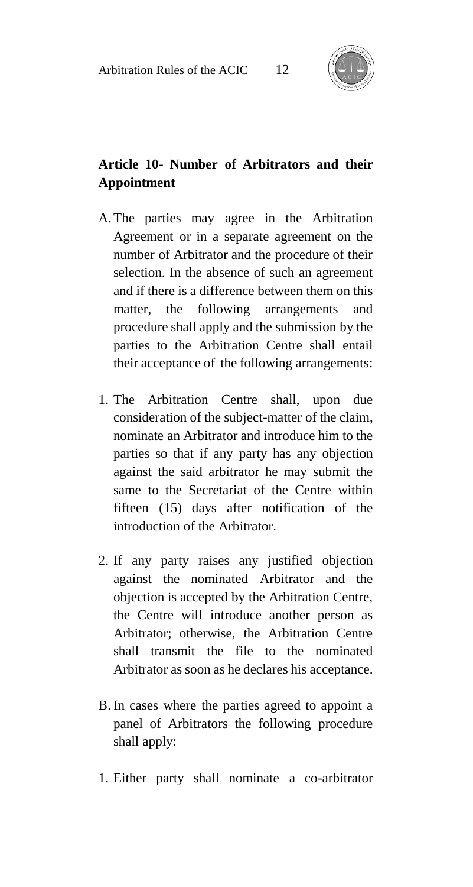## Article 10- Number of Arbitrators and their Appointment

A. The parties may agree in the Arbitration Agreement or in a separate agreement on the number of Arbitrator and the procedure of their selection. In the absence of such an agreement and if there is a difference between them on this matter, the following arrangements and procedure shall apply and the submission by the parties to the Arbitration Centre shall entail their acceptance of the following arrangements:

1. The Arbitration Centre shall, upon due consideration of the subject-matter of the claim, nominate an Arbitrator and introduce him to the parties so that if any party has any objection against the said arbitrator he may submit the same to the Secretariat of the Centre within fifteen (15) days after notification of the introduction of the Arbitrator.

2. If any party raises any justified objection against the nominated Arbitrator and the objection is accepted by the Arbitration Centre, the Centre will introduce another person as Arbitrator; otherwise, the Arbitration Centre shall transmit the file to the nominated Arbitrator as soon as he declares his acceptance.

B. In cases where the parties agreed to appoint a panel of Arbitrators the following procedure shall apply:

1. Either party shall nominate a co-arbitrator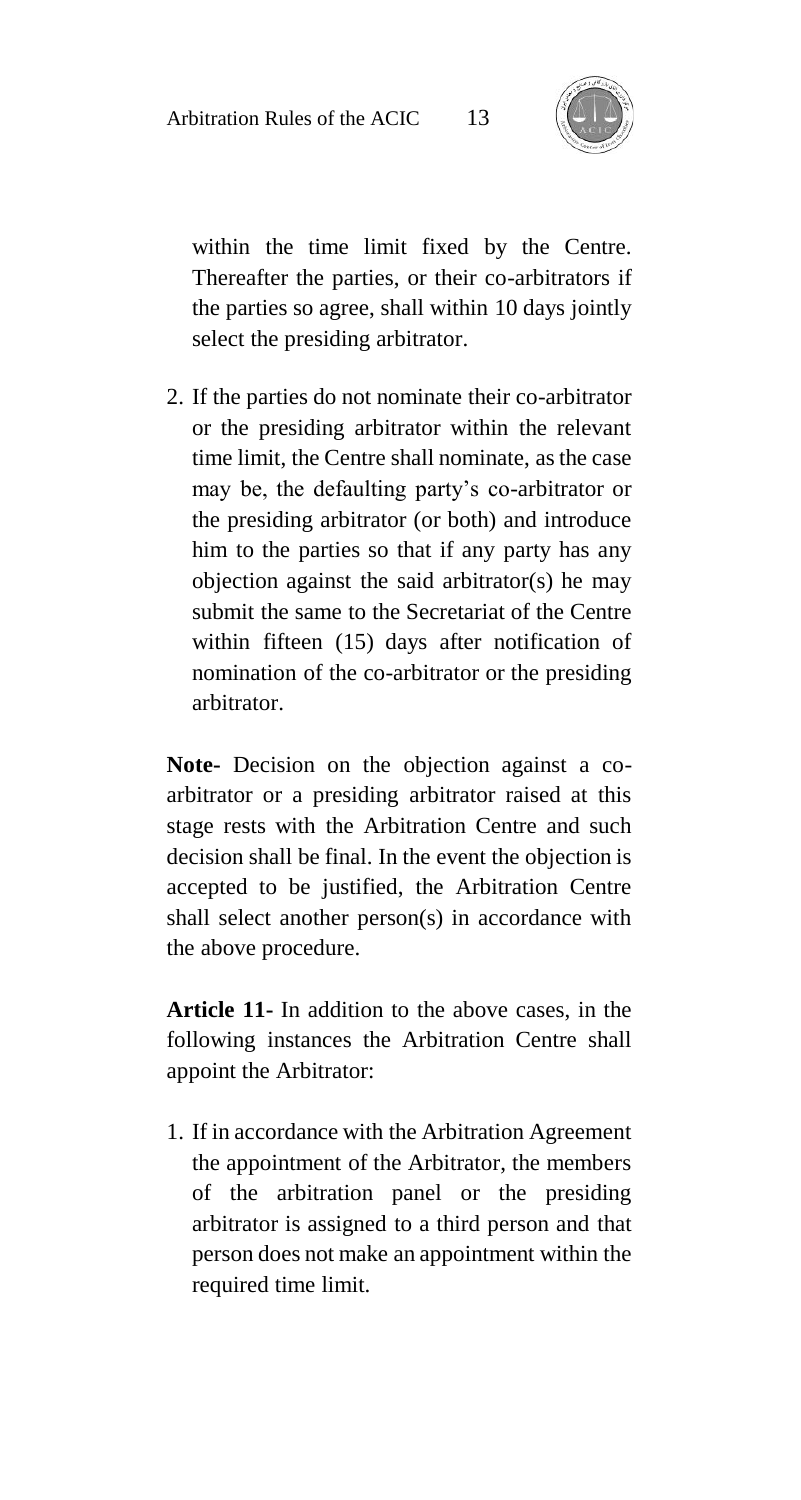within the time limit fixed by the Centre. Thereafter the parties, or their co-arbitrators if the parties so agree, shall within 10 days jointly select the presiding arbitrator.

2. If the parties do not nominate their co-arbitrator or the presiding arbitrator within the relevant time limit, the Centre shall nominate, as the case may be, the defaulting party's co-arbitrator or the presiding arbitrator (or both) and introduce him to the parties so that if any party has any objection against the said arbitrator(s) he may submit the same to the Secretariat of the Centre within fifteen (15) days after notification of nomination of the co-arbitrator or the presiding arbitrator.

**Note-** Decision on the objection against a co-arbitrator or a presiding arbitrator raised at this stage rests with the Arbitration Centre and such decision shall be final. In the event the objection is accepted to be justified, the Arbitration Centre shall select another person(s) in accordance with the above procedure.

**Article 11-** In addition to the above cases, in the following instances the Arbitration Centre shall appoint the Arbitrator:

1. If in accordance with the Arbitration Agreement the appointment of the Arbitrator, the members of the arbitration panel or the presiding arbitrator is assigned to a third person and that person does not make an appointment within the required time limit.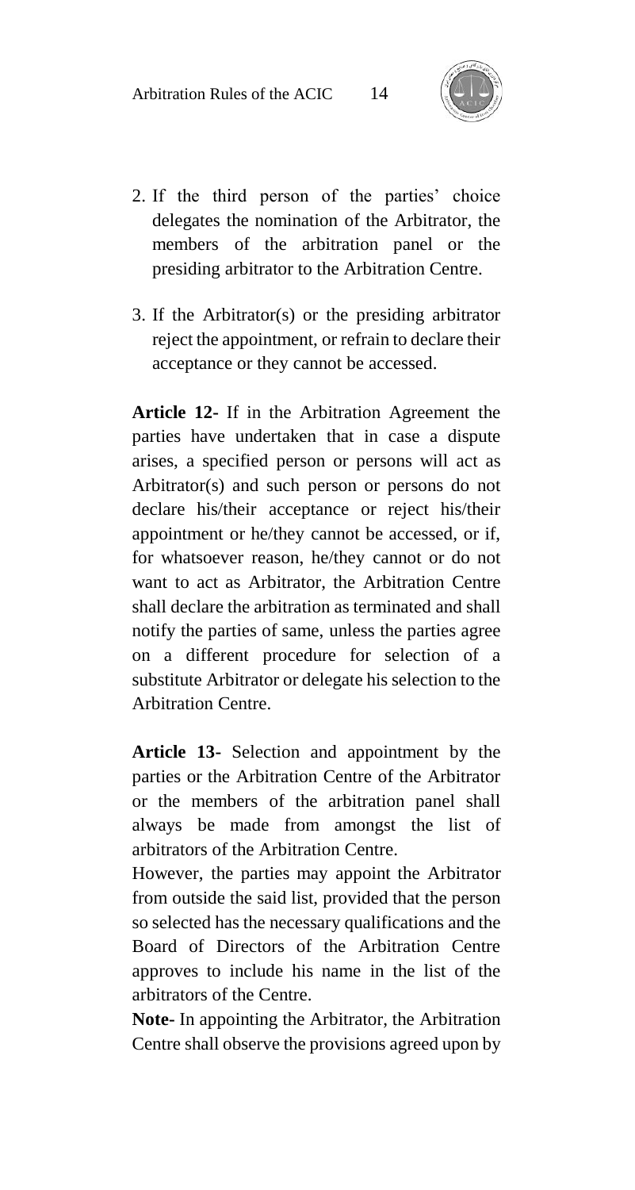2. If the third person of the parties' choice delegates the nomination of the Arbitrator, the members of the arbitration panel or the presiding arbitrator to the Arbitration Centre.

3. If the Arbitrator(s) or the presiding arbitrator reject the appointment, or refrain to declare their acceptance or they cannot be accessed.

**Article 12-** If in the Arbitration Agreement the parties have undertaken that in case a dispute arises, a specified person or persons will act as Arbitrator(s) and such person or persons do not declare his/their acceptance or reject his/their appointment or he/they cannot be accessed, or if, for whatsoever reason, he/they cannot or do not want to act as Arbitrator, the Arbitration Centre shall declare the arbitration as terminated and shall notify the parties of same, unless the parties agree on a different procedure for selection of a substitute Arbitrator or delegate his selection to the Arbitration Centre.

**Article 13-** Selection and appointment by the parties or the Arbitration Centre of the Arbitrator or the members of the arbitration panel shall always be made from amongst the list of arbitrators of the Arbitration Centre.

However, the parties may appoint the Arbitrator from outside the said list, provided that the person so selected has the necessary qualifications and the Board of Directors of the Arbitration Centre approves to include his name in the list of the arbitrators of the Centre.

**Note-** In appointing the Arbitrator, the Arbitration Centre shall observe the provisions agreed upon by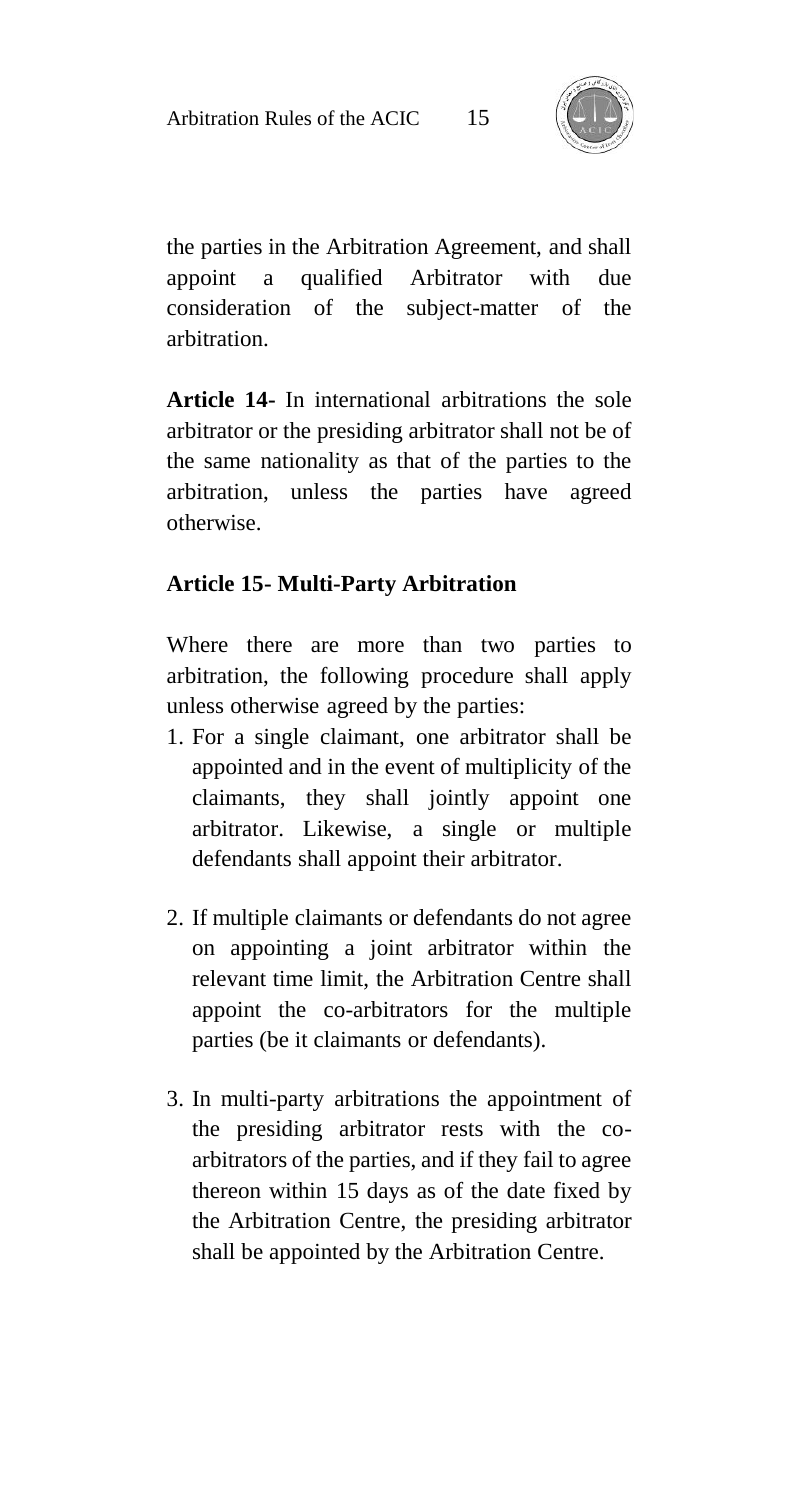the parties in the Arbitration Agreement, and shall appoint a qualified Arbitrator with due consideration of the subject-matter of the arbitration.

**Article 14-** In international arbitrations the sole arbitrator or the presiding arbitrator shall not be of the same nationality as that of the parties to the arbitration, unless the parties have agreed otherwise.

**Article 15- Multi-Party Arbitration**

Where there are more than two parties to arbitration, the following procedure shall apply unless otherwise agreed by the parties:

1. For a single claimant, one arbitrator shall be appointed and in the event of multiplicity of the claimants, they shall jointly appoint one arbitrator. Likewise, a single or multiple defendants shall appoint their arbitrator.

2. If multiple claimants or defendants do not agree on appointing a joint arbitrator within the relevant time limit, the Arbitration Centre shall appoint the co-arbitrators for the multiple parties (be it claimants or defendants).

3. In multi-party arbitrations the appointment of the presiding arbitrator rests with the co-arbitrators of the parties, and if they fail to agree thereon within 15 days as of the date fixed by the Arbitration Centre, the presiding arbitrator shall be appointed by the Arbitration Centre.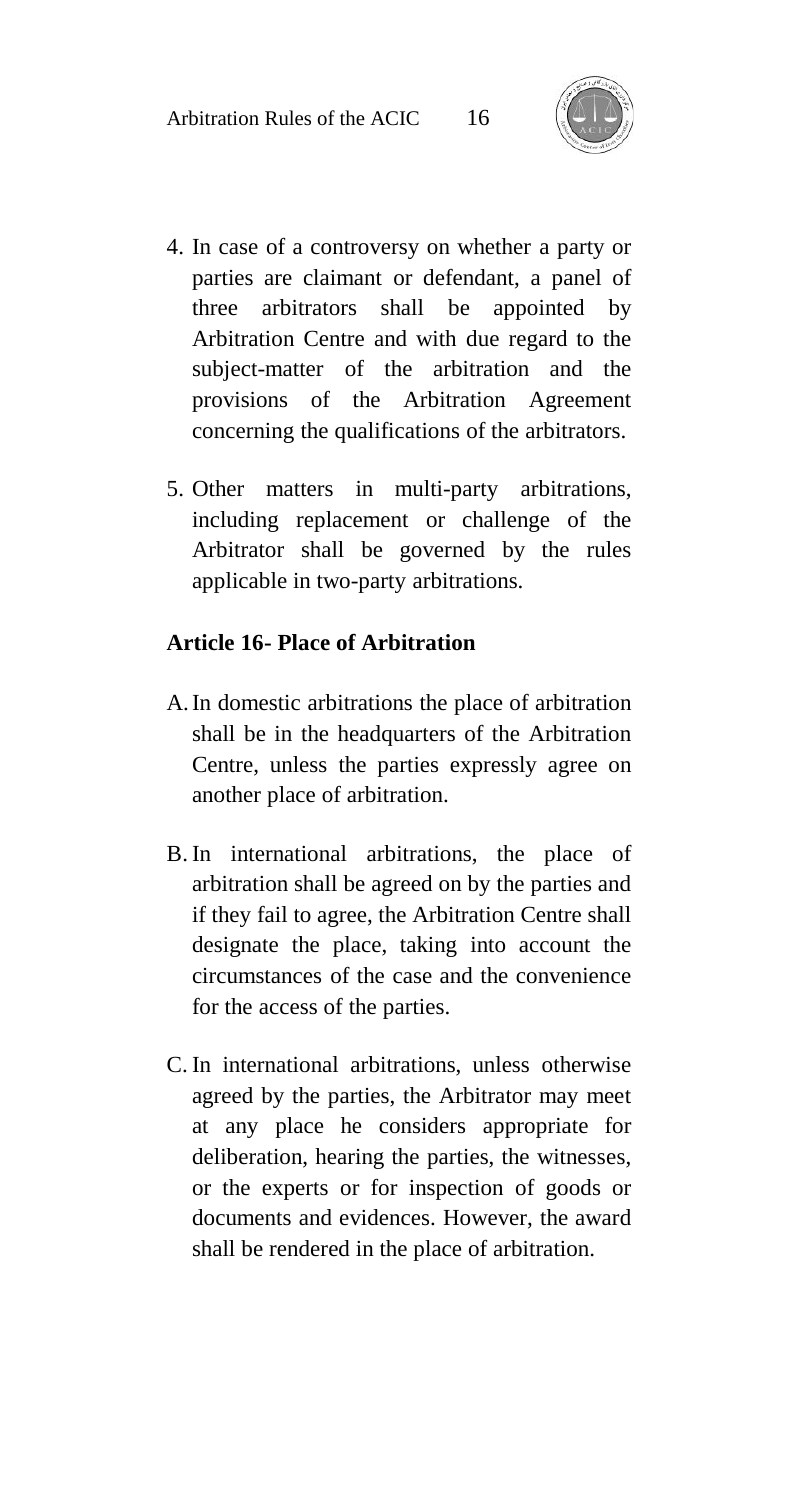4. In case of a controversy on whether a party or parties are claimant or defendant, a panel of three arbitrators shall be appointed by Arbitration Centre and with due regard to the subject-matter of the arbitration and the provisions of the Arbitration Agreement concerning the qualifications of the arbitrators.

5. Other matters in multi-party arbitrations, including replacement or challenge of the Arbitrator shall be governed by the rules applicable in two-party arbitrations.

**Article 16- Place of Arbitration**

A. In domestic arbitrations the place of arbitration shall be in the headquarters of the Arbitration Centre, unless the parties expressly agree on another place of arbitration.

B. In international arbitrations, the place of arbitration shall be agreed on by the parties and if they fail to agree, the Arbitration Centre shall designate the place, taking into account the circumstances of the case and the convenience for the access of the parties.

C. In international arbitrations, unless otherwise agreed by the parties, the Arbitrator may meet at any place he considers appropriate for deliberation, hearing the parties, the witnesses, or the experts or for inspection of goods or documents and evidences. However, the award shall be rendered in the place of arbitration.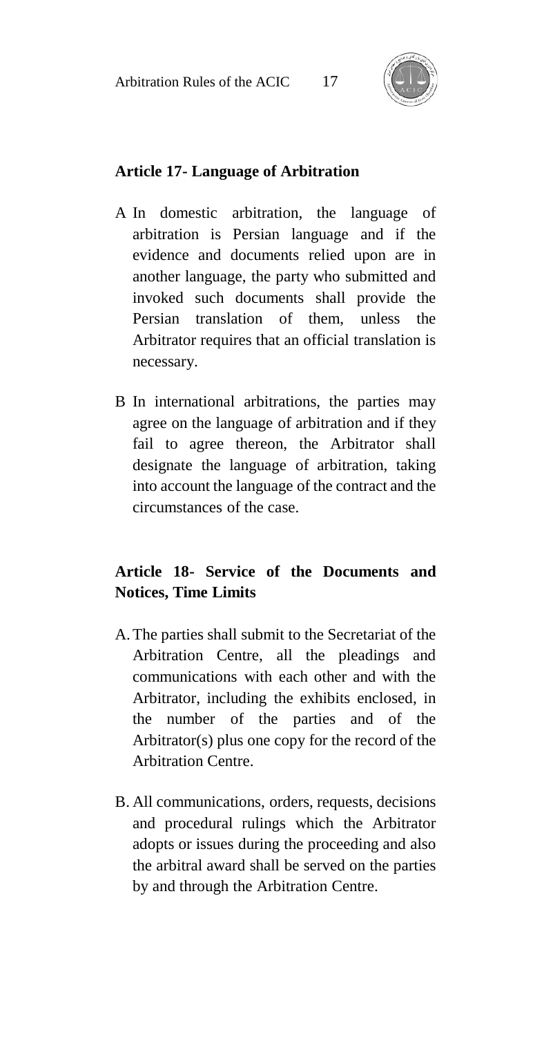## Article 17- Language of Arbitration

A In domestic arbitration, the language of arbitration is Persian language and if the evidence and documents relied upon are in another language, the party who submitted and invoked such documents shall provide the Persian translation of them, unless the Arbitrator requires that an official translation is necessary.

B In international arbitrations, the parties may agree on the language of arbitration and if they fail to agree thereon, the Arbitrator shall designate the language of arbitration, taking into account the language of the contract and the circumstances of the case.

## Article 18- Service of the Documents and Notices, Time Limits

A. The parties shall submit to the Secretariat of the Arbitration Centre, all the pleadings and communications with each other and with the Arbitrator, including the exhibits enclosed, in the number of the parties and of the Arbitrator(s) plus one copy for the record of the Arbitration Centre.

B. All communications, orders, requests, decisions and procedural rulings which the Arbitrator adopts or issues during the proceeding and also the arbitral award shall be served on the parties by and through the Arbitration Centre.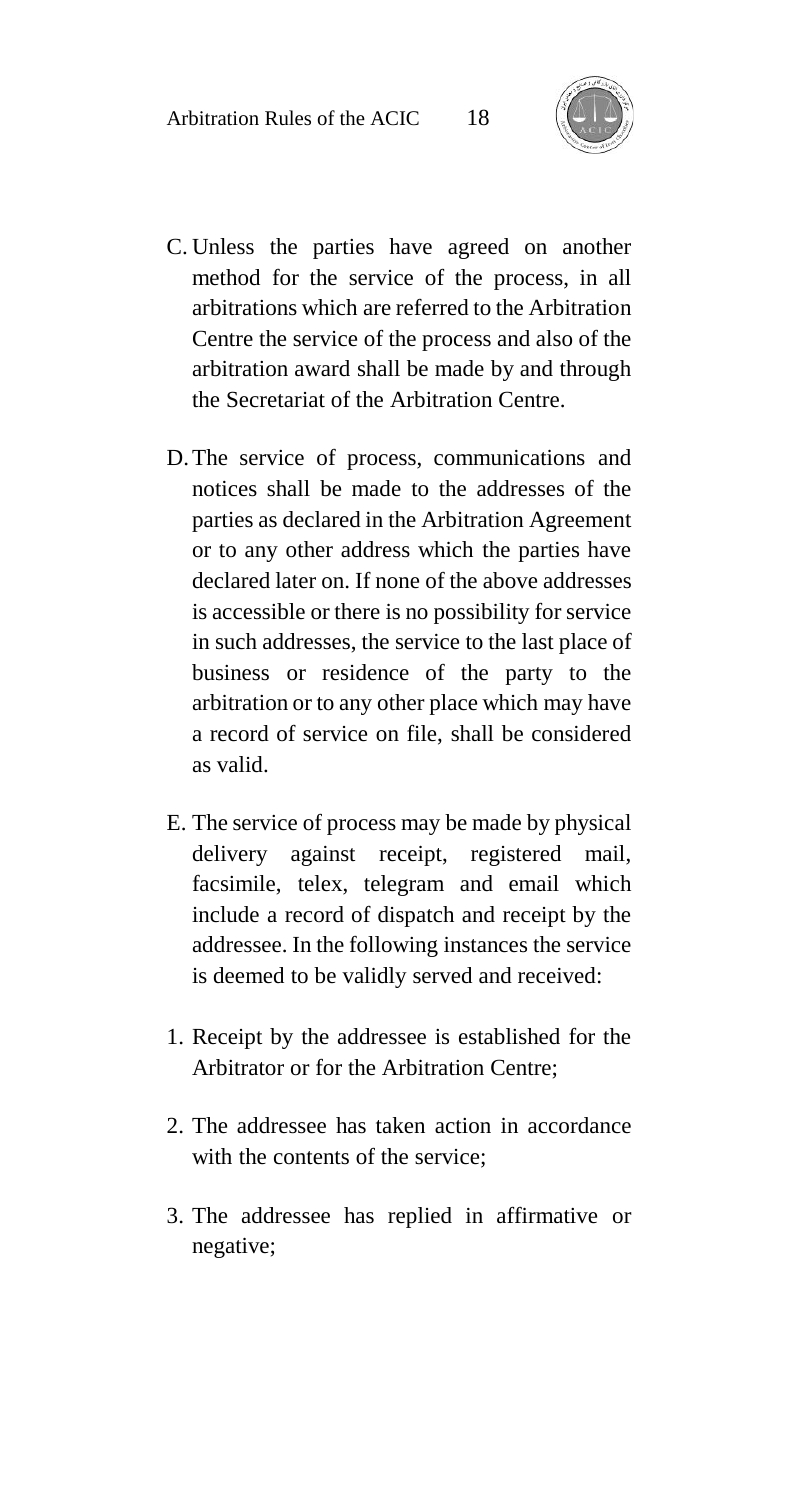C. Unless the parties have agreed on another method for the service of the process, in all arbitrations which are referred to the Arbitration Centre the service of the process and also of the arbitration award shall be made by and through the Secretariat of the Arbitration Centre.

D. The service of process, communications and notices shall be made to the addresses of the parties as declared in the Arbitration Agreement or to any other address which the parties have declared later on. If none of the above addresses is accessible or there is no possibility for service in such addresses, the service to the last place of business or residence of the party to the arbitration or to any other place which may have a record of service on file, shall be considered as valid.

E. The service of process may be made by physical delivery against receipt, registered mail, facsimile, telex, telegram and email which include a record of dispatch and receipt by the addressee. In the following instances the service is deemed to be validly served and received:

1. Receipt by the addressee is established for the Arbitrator or for the Arbitration Centre;

2. The addressee has taken action in accordance with the contents of the service;

3. The addressee has replied in affirmative or negative;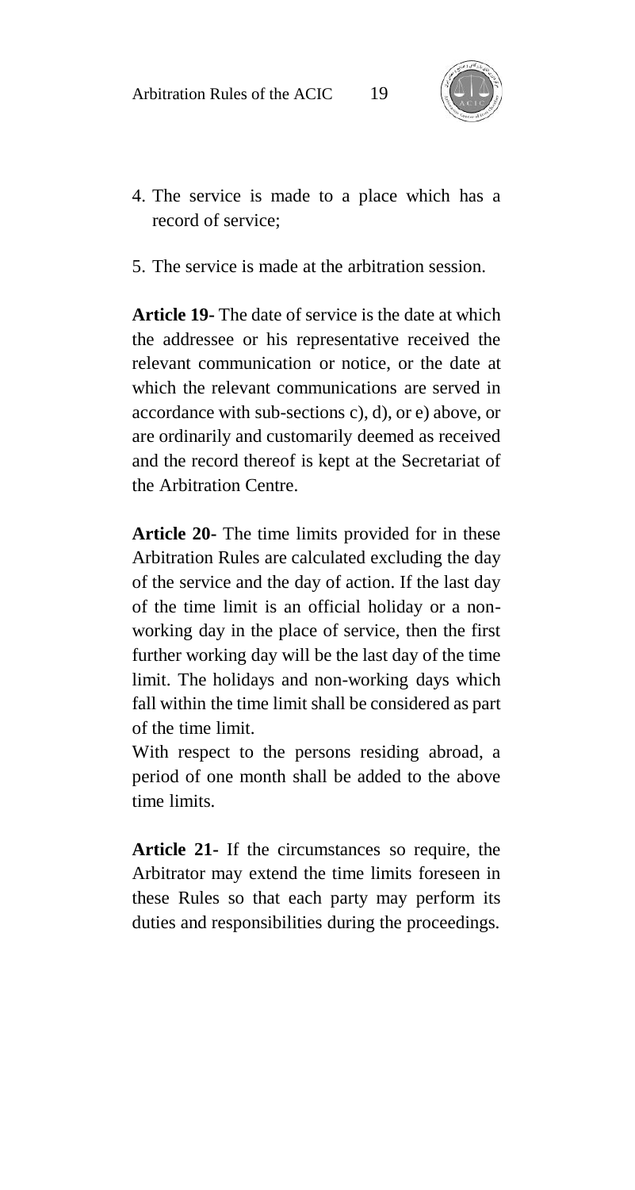4. The service is made to a place which has a record of service;

5. The service is made at the arbitration session.

**Article 19-** The date of service is the date at which the addressee or his representative received the relevant communication or notice, or the date at which the relevant communications are served in accordance with sub-sections c), d), or e) above, or are ordinarily and customarily deemed as received and the record thereof is kept at the Secretariat of the Arbitration Centre.

**Article 20-** The time limits provided for in these Arbitration Rules are calculated excluding the day of the service and the day of action. If the last day of the time limit is an official holiday or a non-working day in the place of service, then the first further working day will be the last day of the time limit. The holidays and non-working days which fall within the time limit shall be considered as part of the time limit.

With respect to the persons residing abroad, a period of one month shall be added to the above time limits.

**Article 21-** If the circumstances so require, the Arbitrator may extend the time limits foreseen in these Rules so that each party may perform its duties and responsibilities during the proceedings.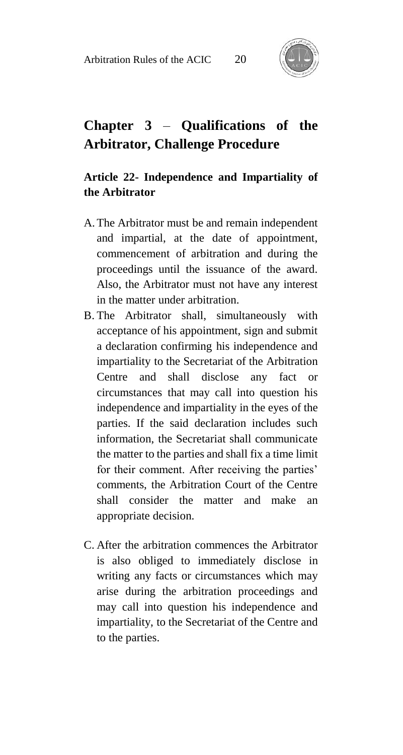## Chapter 3 – Qualifications of the Arbitrator, Challenge Procedure

### Article 22- Independence and Impartiality of the Arbitrator

A. The Arbitrator must be and remain independent and impartial, at the date of appointment, commencement of arbitration and during the proceedings until the issuance of the award. Also, the Arbitrator must not have any interest in the matter under arbitration.

B. The Arbitrator shall, simultaneously with acceptance of his appointment, sign and submit a declaration confirming his independence and impartiality to the Secretariat of the Arbitration Centre and shall disclose any fact or circumstances that may call into question his independence and impartiality in the eyes of the parties. If the said declaration includes such information, the Secretariat shall communicate the matter to the parties and shall fix a time limit for their comment. After receiving the parties' comments, the Arbitration Court of the Centre shall consider the matter and make an appropriate decision.

C. After the arbitration commences the Arbitrator is also obliged to immediately disclose in writing any facts or circumstances which may arise during the arbitration proceedings and may call into question his independence and impartiality, to the Secretariat of the Centre and to the parties.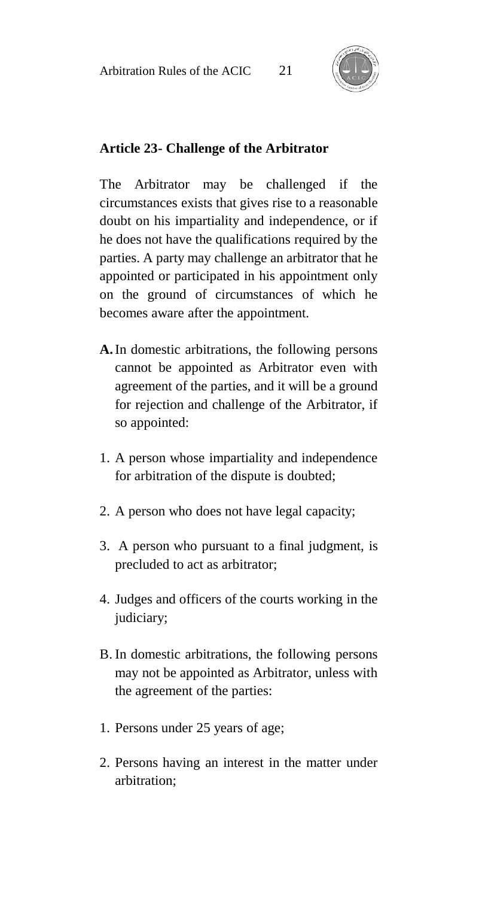**Article 23- Challenge of the Arbitrator**

The Arbitrator may be challenged if the circumstances exists that gives rise to a reasonable doubt on his impartiality and independence, or if he does not have the qualifications required by the parties. A party may challenge an arbitrator that he appointed or participated in his appointment only on the ground of circumstances of which he becomes aware after the appointment.

**A.** In domestic arbitrations, the following persons cannot be appointed as Arbitrator even with agreement of the parties, and it will be a ground for rejection and challenge of the Arbitrator, if so appointed:

1. A person whose impartiality and independence for arbitration of the dispute is doubted;
2. A person who does not have legal capacity;
3. A person who pursuant to a final judgment, is precluded to act as arbitrator;
4. Judges and officers of the courts working in the judiciary;

B. In domestic arbitrations, the following persons may not be appointed as Arbitrator, unless with the agreement of the parties:

1. Persons under 25 years of age;
2. Persons having an interest in the matter under arbitration;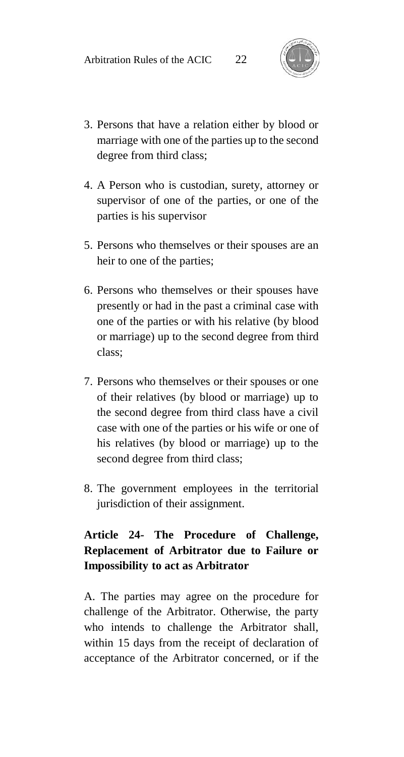3. Persons that have a relation either by blood or marriage with one of the parties up to the second degree from third class;

4. A Person who is custodian, surety, attorney or supervisor of one of the parties, or one of the parties is his supervisor

5. Persons who themselves or their spouses are an heir to one of the parties;

6. Persons who themselves or their spouses have presently or had in the past a criminal case with one of the parties or with his relative (by blood or marriage) up to the second degree from third class;

7. Persons who themselves or their spouses or one of their relatives (by blood or marriage) up to the second degree from third class have a civil case with one of the parties or his wife or one of his relatives (by blood or marriage) up to the second degree from third class;

8. The government employees in the territorial jurisdiction of their assignment.

**Article 24- The Procedure of Challenge, Replacement of Arbitrator due to Failure or Impossibility to act as Arbitrator**

A. The parties may agree on the procedure for challenge of the Arbitrator. Otherwise, the party who intends to challenge the Arbitrator shall, within 15 days from the receipt of declaration of acceptance of the Arbitrator concerned, or if the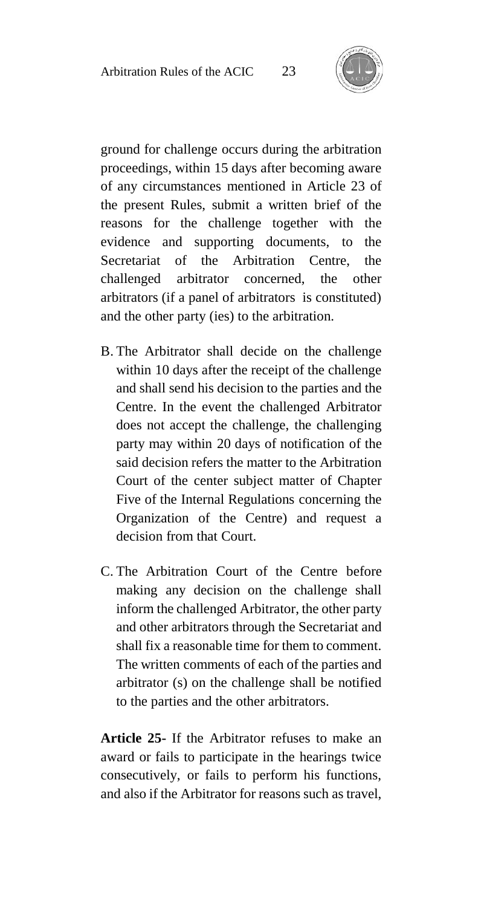ground for challenge occurs during the arbitration proceedings, within 15 days after becoming aware of any circumstances mentioned in Article 23 of the present Rules, submit a written brief of the reasons for the challenge together with the evidence and supporting documents, to the Secretariat of the Arbitration Centre, the challenged arbitrator concerned, the other arbitrators (if a panel of arbitrators is constituted) and the other party (ies) to the arbitration.

B. The Arbitrator shall decide on the challenge within 10 days after the receipt of the challenge and shall send his decision to the parties and the Centre. In the event the challenged Arbitrator does not accept the challenge, the challenging party may within 20 days of notification of the said decision refers the matter to the Arbitration Court of the center subject matter of Chapter Five of the Internal Regulations concerning the Organization of the Centre) and request a decision from that Court.

C. The Arbitration Court of the Centre before making any decision on the challenge shall inform the challenged Arbitrator, the other party and other arbitrators through the Secretariat and shall fix a reasonable time for them to comment. The written comments of each of the parties and arbitrator (s) on the challenge shall be notified to the parties and the other arbitrators.

**Article 25-** If the Arbitrator refuses to make an award or fails to participate in the hearings twice consecutively, or fails to perform his functions, and also if the Arbitrator for reasons such as travel,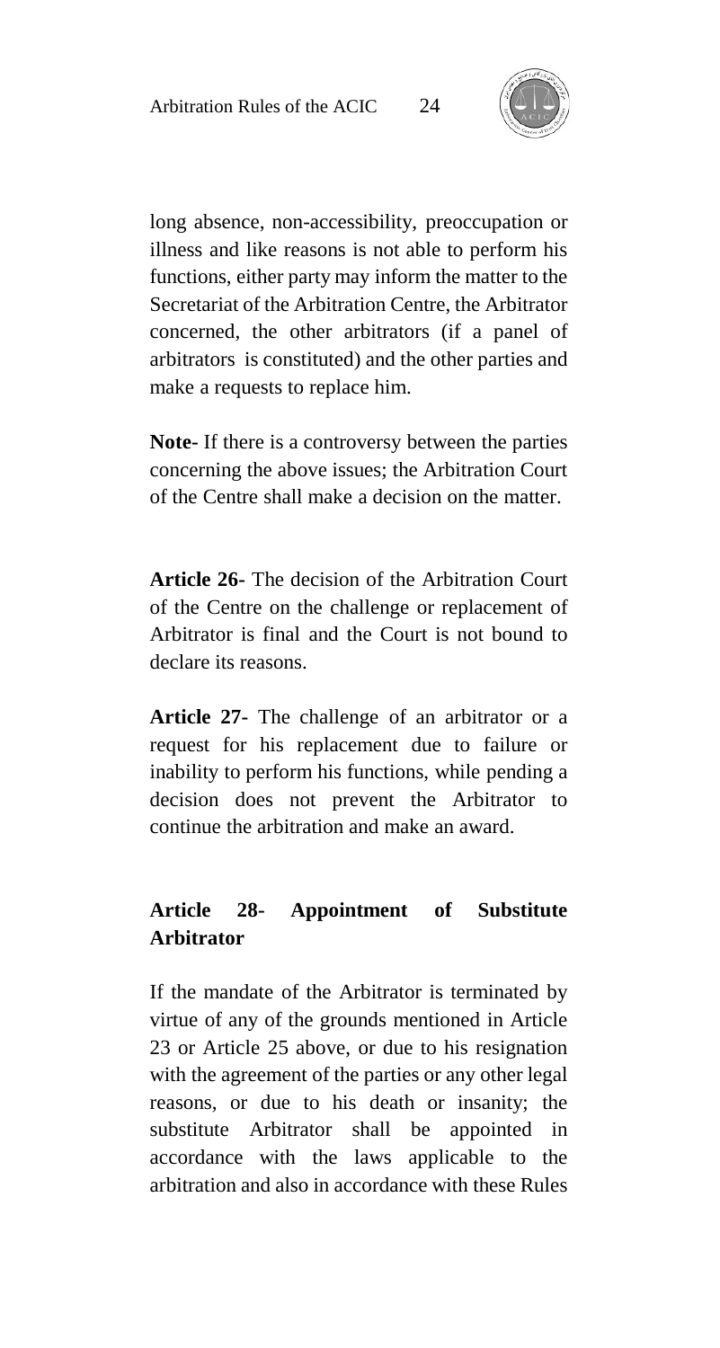long absence, non-accessibility, preoccupation or illness and like reasons is not able to perform his functions, either party may inform the matter to the Secretariat of the Arbitration Centre, the Arbitrator concerned, the other arbitrators (if a panel of arbitrators is constituted) and the other parties and make a requests to replace him.

**Note-** If there is a controversy between the parties concerning the above issues; the Arbitration Court of the Centre shall make a decision on the matter.

**Article 26-** The decision of the Arbitration Court of the Centre on the challenge or replacement of Arbitrator is final and the Court is not bound to declare its reasons.

**Article 27-** The challenge of an arbitrator or a request for his replacement due to failure or inability to perform his functions, while pending a decision does not prevent the Arbitrator to continue the arbitration and make an award.

**Article 28- Appointment of Substitute Arbitrator**

If the mandate of the Arbitrator is terminated by virtue of any of the grounds mentioned in Article 23 or Article 25 above, or due to his resignation with the agreement of the parties or any other legal reasons, or due to his death or insanity; the substitute Arbitrator shall be appointed in accordance with the laws applicable to the arbitration and also in accordance with these Rules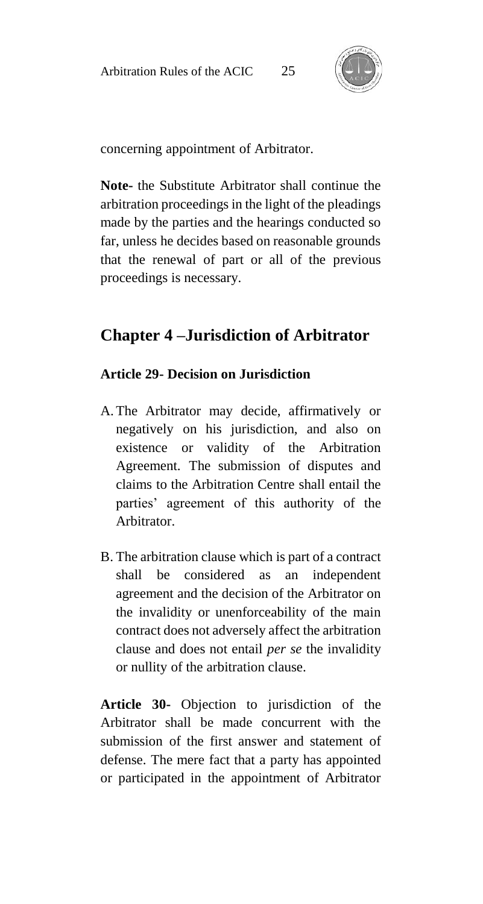concerning appointment of Arbitrator.

**Note-** the Substitute Arbitrator shall continue the arbitration proceedings in the light of the pleadings made by the parties and the hearings conducted so far, unless he decides based on reasonable grounds that the renewal of part or all of the previous proceedings is necessary.

## Chapter 4 –Jurisdiction of Arbitrator

### Article 29- Decision on Jurisdiction

A. The Arbitrator may decide, affirmatively or negatively on his jurisdiction, and also on existence or validity of the Arbitration Agreement. The submission of disputes and claims to the Arbitration Centre shall entail the parties' agreement of this authority of the Arbitrator.

B. The arbitration clause which is part of a contract shall be considered as an independent agreement and the decision of the Arbitrator on the invalidity or unenforceability of the main contract does not adversely affect the arbitration clause and does not entail *per se* the invalidity or nullity of the arbitration clause.

**Article 30-** Objection to jurisdiction of the Arbitrator shall be made concurrent with the submission of the first answer and statement of defense. The mere fact that a party has appointed or participated in the appointment of Arbitrator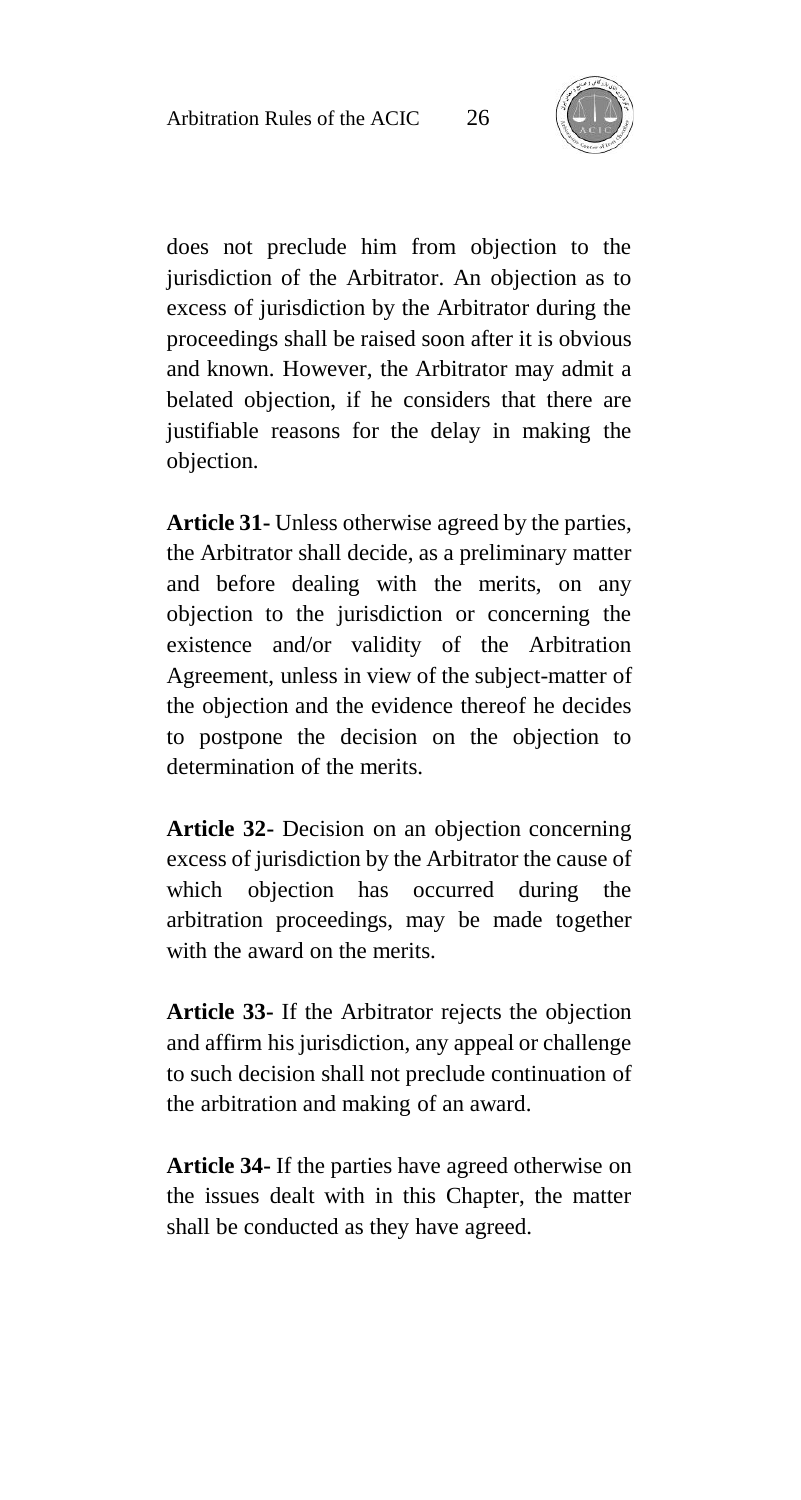does not preclude him from objection to the jurisdiction of the Arbitrator. An objection as to excess of jurisdiction by the Arbitrator during the proceedings shall be raised soon after it is obvious and known. However, the Arbitrator may admit a belated objection, if he considers that there are justifiable reasons for the delay in making the objection.

**Article 31-** Unless otherwise agreed by the parties, the Arbitrator shall decide, as a preliminary matter and before dealing with the merits, on any objection to the jurisdiction or concerning the existence and/or validity of the Arbitration Agreement, unless in view of the subject-matter of the objection and the evidence thereof he decides to postpone the decision on the objection to determination of the merits.

**Article 32-** Decision on an objection concerning excess of jurisdiction by the Arbitrator the cause of which objection has occurred during the arbitration proceedings, may be made together with the award on the merits.

**Article 33-** If the Arbitrator rejects the objection and affirm his jurisdiction, any appeal or challenge to such decision shall not preclude continuation of the arbitration and making of an award.

**Article 34-** If the parties have agreed otherwise on the issues dealt with in this Chapter, the matter shall be conducted as they have agreed.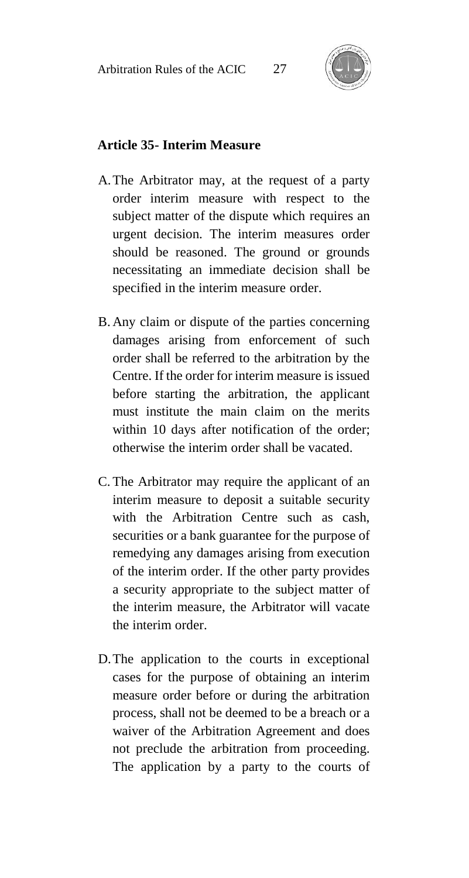**Article 35- Interim Measure**

A. The Arbitrator may, at the request of a party order interim measure with respect to the subject matter of the dispute which requires an urgent decision. The interim measures order should be reasoned. The ground or grounds necessitating an immediate decision shall be specified in the interim measure order.

B. Any claim or dispute of the parties concerning damages arising from enforcement of such order shall be referred to the arbitration by the Centre. If the order for interim measure is issued before starting the arbitration, the applicant must institute the main claim on the merits within 10 days after notification of the order; otherwise the interim order shall be vacated.

C. The Arbitrator may require the applicant of an interim measure to deposit a suitable security with the Arbitration Centre such as cash, securities or a bank guarantee for the purpose of remedying any damages arising from execution of the interim order. If the other party provides a security appropriate to the subject matter of the interim measure, the Arbitrator will vacate the interim order.

D. The application to the courts in exceptional cases for the purpose of obtaining an interim measure order before or during the arbitration process, shall not be deemed to be a breach or a waiver of the Arbitration Agreement and does not preclude the arbitration from proceeding. The application by a party to the courts of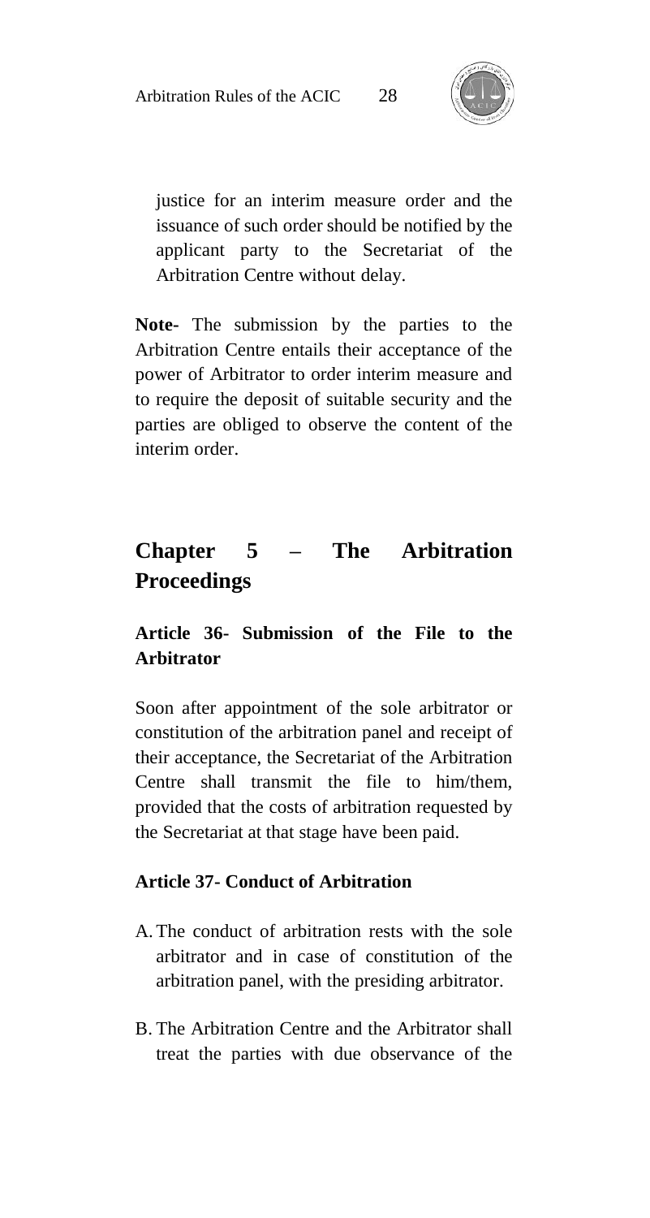justice for an interim measure order and the issuance of such order should be notified by the applicant party to the Secretariat of the Arbitration Centre without delay.

**Note-** The submission by the parties to the Arbitration Centre entails their acceptance of the power of Arbitrator to order interim measure and to require the deposit of suitable security and the parties are obliged to observe the content of the interim order.

## Chapter 5 – The Arbitration Proceedings

### Article 36- Submission of the File to the Arbitrator

Soon after appointment of the sole arbitrator or constitution of the arbitration panel and receipt of their acceptance, the Secretariat of the Arbitration Centre shall transmit the file to him/them, provided that the costs of arbitration requested by the Secretariat at that stage have been paid.

### Article 37- Conduct of Arbitration

A. The conduct of arbitration rests with the sole arbitrator and in case of constitution of the arbitration panel, with the presiding arbitrator.

B. The Arbitration Centre and the Arbitrator shall treat the parties with due observance of the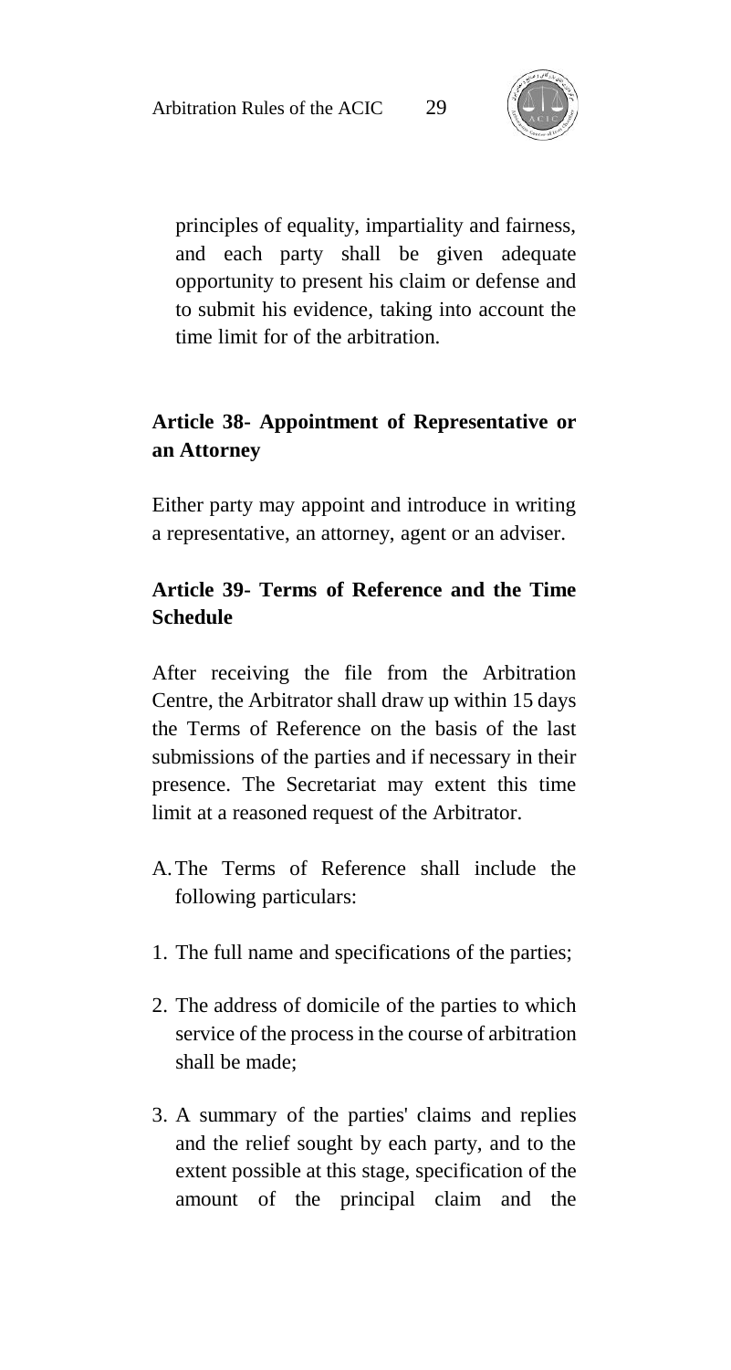principles of equality, impartiality and fairness, and each party shall be given adequate opportunity to present his claim or defense and to submit his evidence, taking into account the time limit for of the arbitration.

### Article 38- Appointment of Representative or an Attorney

Either party may appoint and introduce in writing a representative, an attorney, agent or an adviser.

### Article 39- Terms of Reference and the Time Schedule

After receiving the file from the Arbitration Centre, the Arbitrator shall draw up within 15 days the Terms of Reference on the basis of the last submissions of the parties and if necessary in their presence. The Secretariat may extent this time limit at a reasoned request of the Arbitrator.

A. The Terms of Reference shall include the following particulars:

1. The full name and specifications of the parties;
2. The address of domicile of the parties to which service of the process in the course of arbitration shall be made;
3. A summary of the parties' claims and replies and the relief sought by each party, and to the extent possible at this stage, specification of the amount of the principal claim and the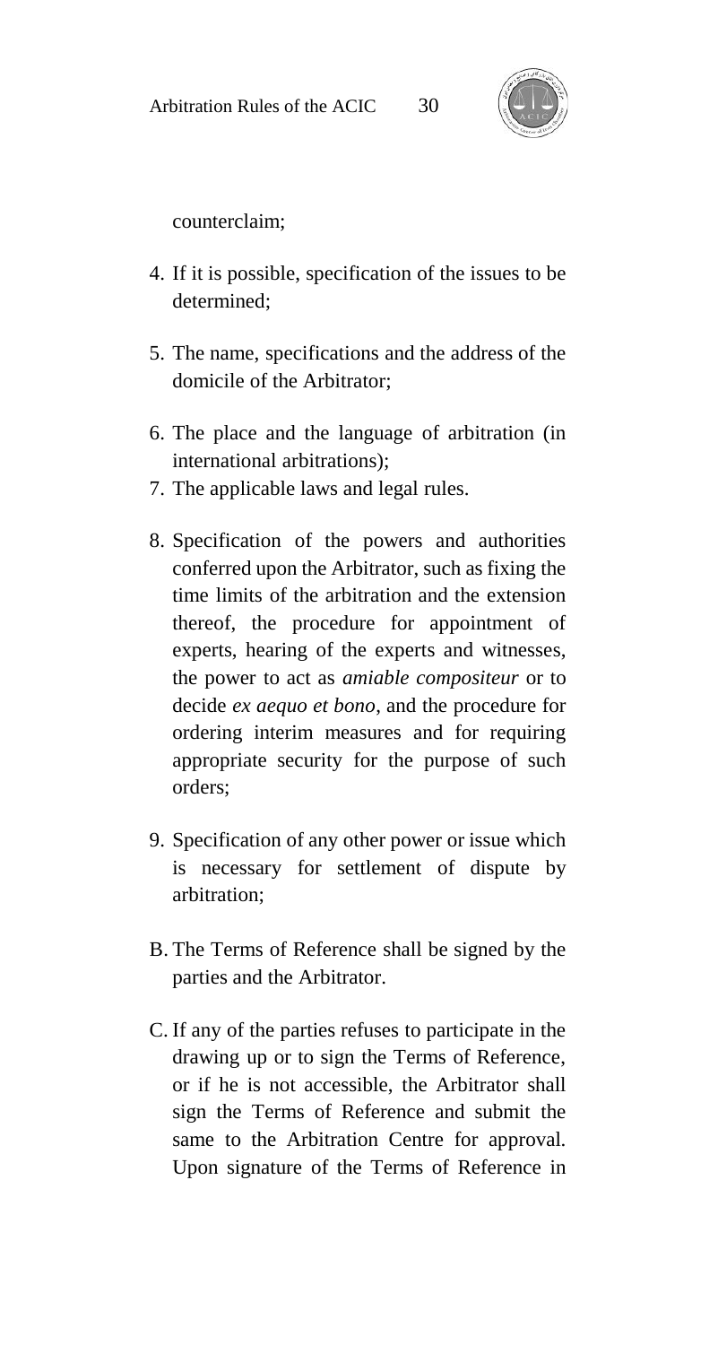counterclaim;

4. If it is possible, specification of the issues to be determined;

5. The name, specifications and the address of the domicile of the Arbitrator;

6. The place and the language of arbitration (in international arbitrations);
7. The applicable laws and legal rules.

8. Specification of the powers and authorities conferred upon the Arbitrator, such as fixing the time limits of the arbitration and the extension thereof, the procedure for appointment of experts, hearing of the experts and witnesses, the power to act as *amiable compositeur* or to decide *ex aequo et bono*, and the procedure for ordering interim measures and for requiring appropriate security for the purpose of such orders;

9. Specification of any other power or issue which is necessary for settlement of dispute by arbitration;

B. The Terms of Reference shall be signed by the parties and the Arbitrator.

C. If any of the parties refuses to participate in the drawing up or to sign the Terms of Reference, or if he is not accessible, the Arbitrator shall sign the Terms of Reference and submit the same to the Arbitration Centre for approval. Upon signature of the Terms of Reference in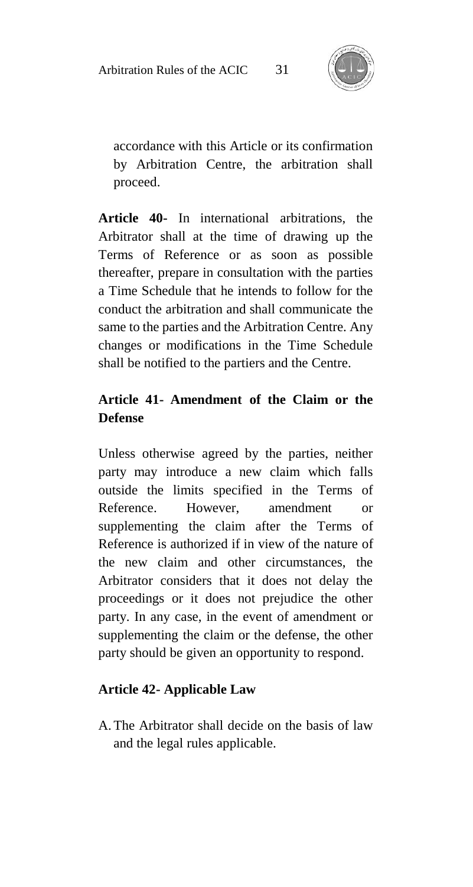accordance with this Article or its confirmation by Arbitration Centre, the arbitration shall proceed.

**Article 40-** In international arbitrations, the Arbitrator shall at the time of drawing up the Terms of Reference or as soon as possible thereafter, prepare in consultation with the parties a Time Schedule that he intends to follow for the conduct the arbitration and shall communicate the same to the parties and the Arbitration Centre. Any changes or modifications in the Time Schedule shall be notified to the partiers and the Centre.

### Article 41- Amendment of the Claim or the Defense

Unless otherwise agreed by the parties, neither party may introduce a new claim which falls outside the limits specified in the Terms of Reference. However, amendment or supplementing the claim after the Terms of Reference is authorized if in view of the nature of the new claim and other circumstances, the Arbitrator considers that it does not delay the proceedings or it does not prejudice the other party. In any case, in the event of amendment or supplementing the claim or the defense, the other party should be given an opportunity to respond.

### Article 42- Applicable Law

A. The Arbitrator shall decide on the basis of law and the legal rules applicable.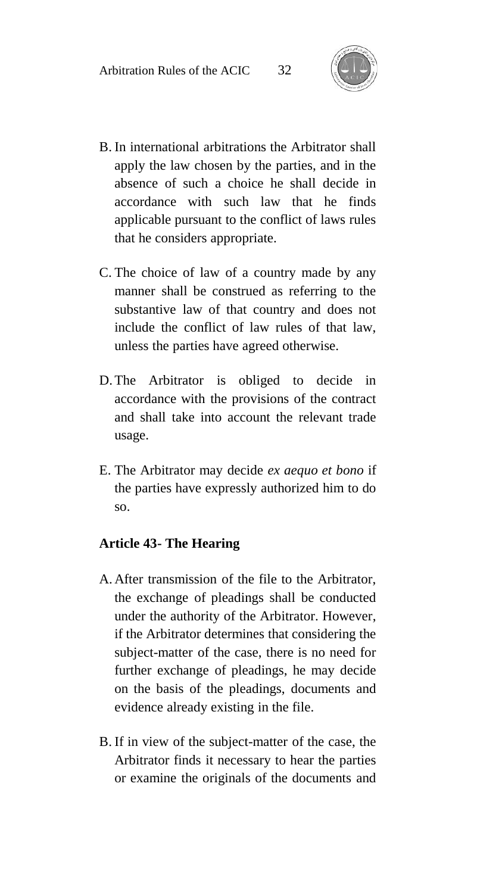B. In international arbitrations the Arbitrator shall apply the law chosen by the parties, and in the absence of such a choice he shall decide in accordance with such law that he finds applicable pursuant to the conflict of laws rules that he considers appropriate.

C. The choice of law of a country made by any manner shall be construed as referring to the substantive law of that country and does not include the conflict of law rules of that law, unless the parties have agreed otherwise.

D. The Arbitrator is obliged to decide in accordance with the provisions of the contract and shall take into account the relevant trade usage.

E. The Arbitrator may decide *ex aequo et bono* if the parties have expressly authorized him to do so.

**Article 43- The Hearing**

A. After transmission of the file to the Arbitrator, the exchange of pleadings shall be conducted under the authority of the Arbitrator. However, if the Arbitrator determines that considering the subject-matter of the case, there is no need for further exchange of pleadings, he may decide on the basis of the pleadings, documents and evidence already existing in the file.

B. If in view of the subject-matter of the case, the Arbitrator finds it necessary to hear the parties or examine the originals of the documents and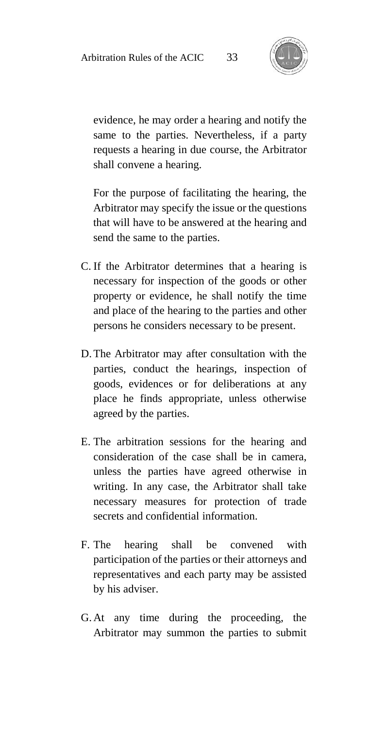evidence, he may order a hearing and notify the same to the parties. Nevertheless, if a party requests a hearing in due course, the Arbitrator shall convene a hearing.

For the purpose of facilitating the hearing, the Arbitrator may specify the issue or the questions that will have to be answered at the hearing and send the same to the parties.

C. If the Arbitrator determines that a hearing is necessary for inspection of the goods or other property or evidence, he shall notify the time and place of the hearing to the parties and other persons he considers necessary to be present.

D. The Arbitrator may after consultation with the parties, conduct the hearings, inspection of goods, evidences or for deliberations at any place he finds appropriate, unless otherwise agreed by the parties.

E. The arbitration sessions for the hearing and consideration of the case shall be in camera, unless the parties have agreed otherwise in writing. In any case, the Arbitrator shall take necessary measures for protection of trade secrets and confidential information.

F. The hearing shall be convened with participation of the parties or their attorneys and representatives and each party may be assisted by his adviser.

G. At any time during the proceeding, the Arbitrator may summon the parties to submit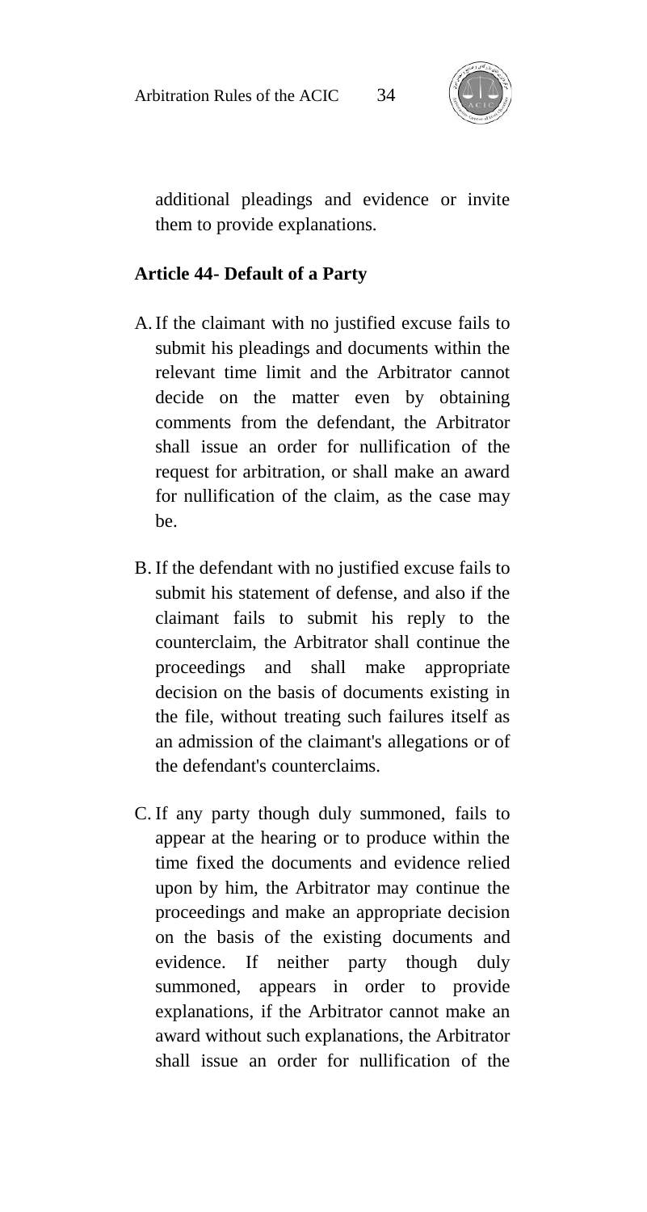additional pleadings and evidence or invite them to provide explanations.

### Article 44- Default of a Party

A. If the claimant with no justified excuse fails to submit his pleadings and documents within the relevant time limit and the Arbitrator cannot decide on the matter even by obtaining comments from the defendant, the Arbitrator shall issue an order for nullification of the request for arbitration, or shall make an award for nullification of the claim, as the case may be.

B. If the defendant with no justified excuse fails to submit his statement of defense, and also if the claimant fails to submit his reply to the counterclaim, the Arbitrator shall continue the proceedings and shall make appropriate decision on the basis of documents existing in the file, without treating such failures itself as an admission of the claimant's allegations or of the defendant's counterclaims.

C. If any party though duly summoned, fails to appear at the hearing or to produce within the time fixed the documents and evidence relied upon by him, the Arbitrator may continue the proceedings and make an appropriate decision on the basis of the existing documents and evidence. If neither party though duly summoned, appears in order to provide explanations, if the Arbitrator cannot make an award without such explanations, the Arbitrator shall issue an order for nullification of the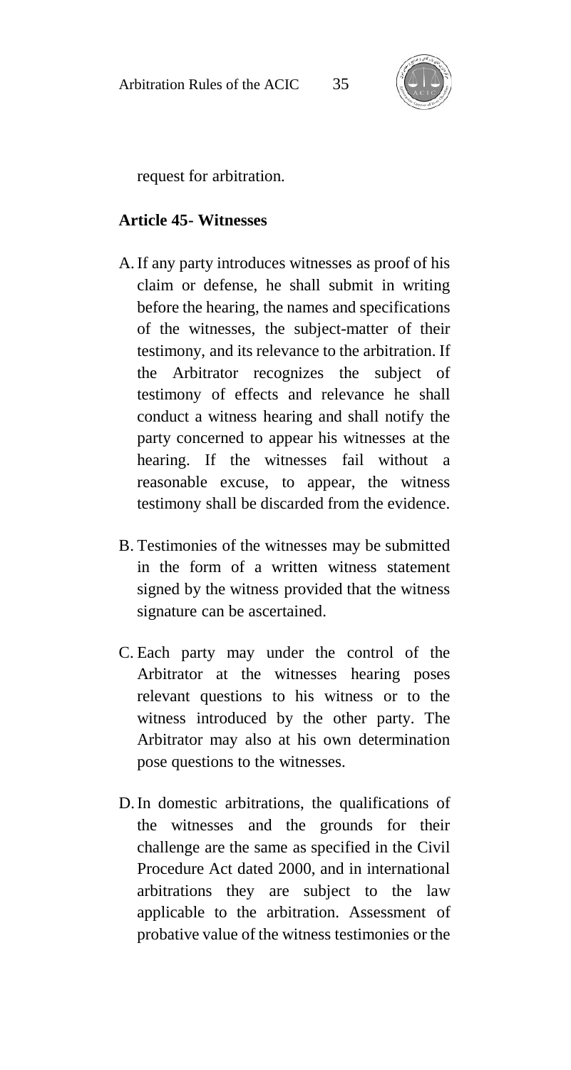request for arbitration.

### Article 45- Witnesses

A. If any party introduces witnesses as proof of his claim or defense, he shall submit in writing before the hearing, the names and specifications of the witnesses, the subject-matter of their testimony, and its relevance to the arbitration. If the Arbitrator recognizes the subject of testimony of effects and relevance he shall conduct a witness hearing and shall notify the party concerned to appear his witnesses at the hearing. If the witnesses fail without a reasonable excuse, to appear, the witness testimony shall be discarded from the evidence.

B. Testimonies of the witnesses may be submitted in the form of a written witness statement signed by the witness provided that the witness signature can be ascertained.

C. Each party may under the control of the Arbitrator at the witnesses hearing poses relevant questions to his witness or to the witness introduced by the other party. The Arbitrator may also at his own determination pose questions to the witnesses.

D. In domestic arbitrations, the qualifications of the witnesses and the grounds for their challenge are the same as specified in the Civil Procedure Act dated 2000, and in international arbitrations they are subject to the law applicable to the arbitration. Assessment of probative value of the witness testimonies or the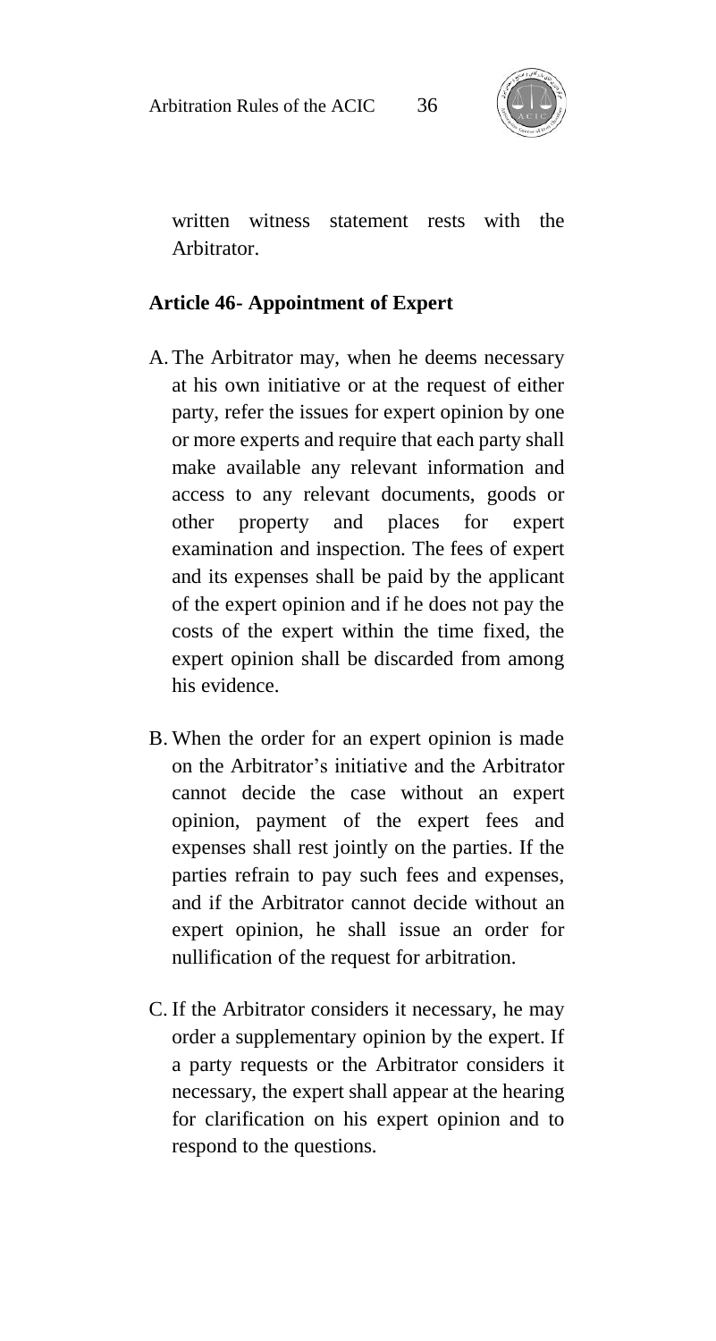written witness statement rests with the Arbitrator.

### Article 46- Appointment of Expert

A. The Arbitrator may, when he deems necessary at his own initiative or at the request of either party, refer the issues for expert opinion by one or more experts and require that each party shall make available any relevant information and access to any relevant documents, goods or other property and places for expert examination and inspection. The fees of expert and its expenses shall be paid by the applicant of the expert opinion and if he does not pay the costs of the expert within the time fixed, the expert opinion shall be discarded from among his evidence.

B. When the order for an expert opinion is made on the Arbitrator's initiative and the Arbitrator cannot decide the case without an expert opinion, payment of the expert fees and expenses shall rest jointly on the parties. If the parties refrain to pay such fees and expenses, and if the Arbitrator cannot decide without an expert opinion, he shall issue an order for nullification of the request for arbitration.

C. If the Arbitrator considers it necessary, he may order a supplementary opinion by the expert. If a party requests or the Arbitrator considers it necessary, the expert shall appear at the hearing for clarification on his expert opinion and to respond to the questions.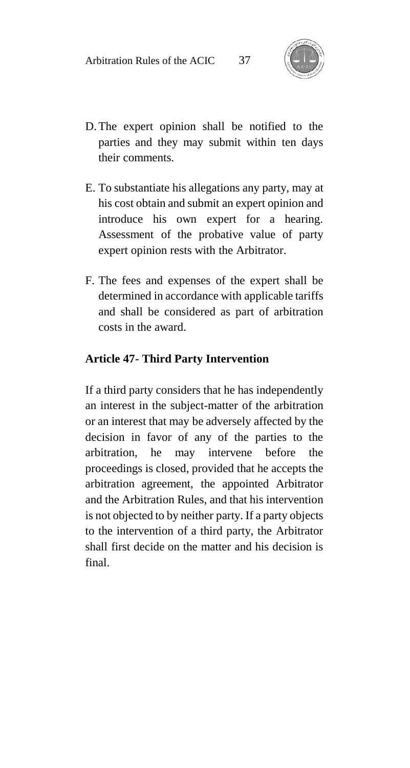D. The expert opinion shall be notified to the parties and they may submit within ten days their comments.

E. To substantiate his allegations any party, may at his cost obtain and submit an expert opinion and introduce his own expert for a hearing. Assessment of the probative value of party expert opinion rests with the Arbitrator.

F. The fees and expenses of the expert shall be determined in accordance with applicable tariffs and shall be considered as part of arbitration costs in the award.

### Article 47- Third Party Intervention

If a third party considers that he has independently an interest in the subject-matter of the arbitration or an interest that may be adversely affected by the decision in favor of any of the parties to the arbitration, he may intervene before the proceedings is closed, provided that he accepts the arbitration agreement, the appointed Arbitrator and the Arbitration Rules, and that his intervention is not objected to by neither party. If a party objects to the intervention of a third party, the Arbitrator shall first decide on the matter and his decision is final.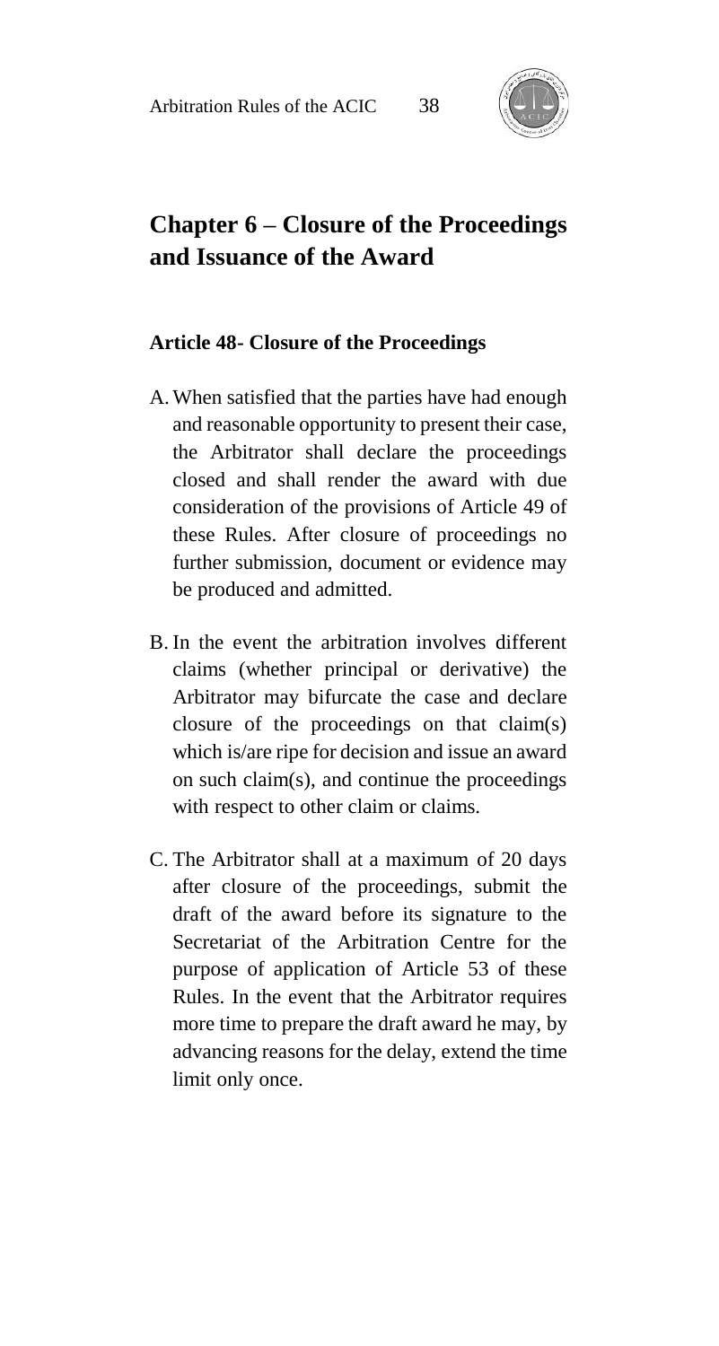## Chapter 6 – Closure of the Proceedings and Issuance of the Award

**Article 48- Closure of the Proceedings**

A. When satisfied that the parties have had enough and reasonable opportunity to present their case, the Arbitrator shall declare the proceedings closed and shall render the award with due consideration of the provisions of Article 49 of these Rules. After closure of proceedings no further submission, document or evidence may be produced and admitted.

B. In the event the arbitration involves different claims (whether principal or derivative) the Arbitrator may bifurcate the case and declare closure of the proceedings on that claim(s) which is/are ripe for decision and issue an award on such claim(s), and continue the proceedings with respect to other claim or claims.

C. The Arbitrator shall at a maximum of 20 days after closure of the proceedings, submit the draft of the award before its signature to the Secretariat of the Arbitration Centre for the purpose of application of Article 53 of these Rules. In the event that the Arbitrator requires more time to prepare the draft award he may, by advancing reasons for the delay, extend the time limit only once.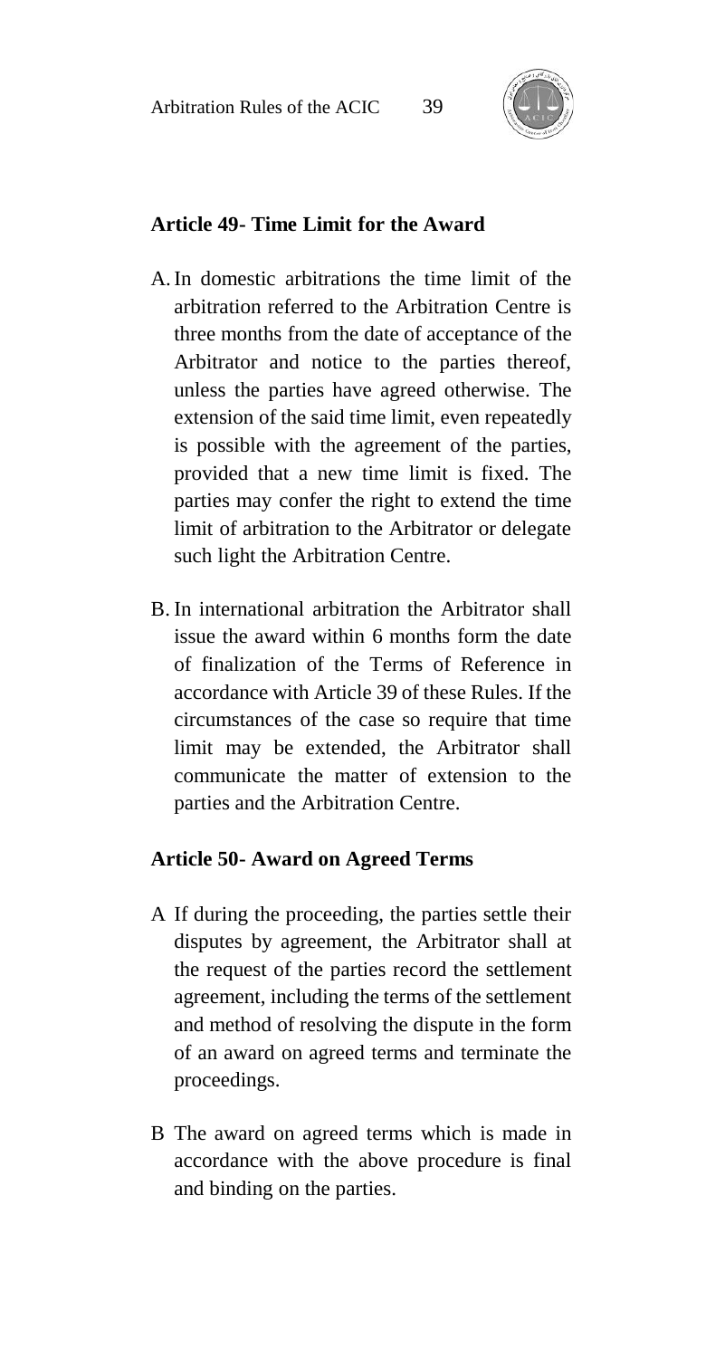### Article 49- Time Limit for the Award

A. In domestic arbitrations the time limit of the arbitration referred to the Arbitration Centre is three months from the date of acceptance of the Arbitrator and notice to the parties thereof, unless the parties have agreed otherwise. The extension of the said time limit, even repeatedly is possible with the agreement of the parties, provided that a new time limit is fixed. The parties may confer the right to extend the time limit of arbitration to the Arbitrator or delegate such light the Arbitration Centre.

B. In international arbitration the Arbitrator shall issue the award within 6 months form the date of finalization of the Terms of Reference in accordance with Article 39 of these Rules. If the circumstances of the case so require that time limit may be extended, the Arbitrator shall communicate the matter of extension to the parties and the Arbitration Centre.

### Article 50- Award on Agreed Terms

A If during the proceeding, the parties settle their disputes by agreement, the Arbitrator shall at the request of the parties record the settlement agreement, including the terms of the settlement and method of resolving the dispute in the form of an award on agreed terms and terminate the proceedings.

B The award on agreed terms which is made in accordance with the above procedure is final and binding on the parties.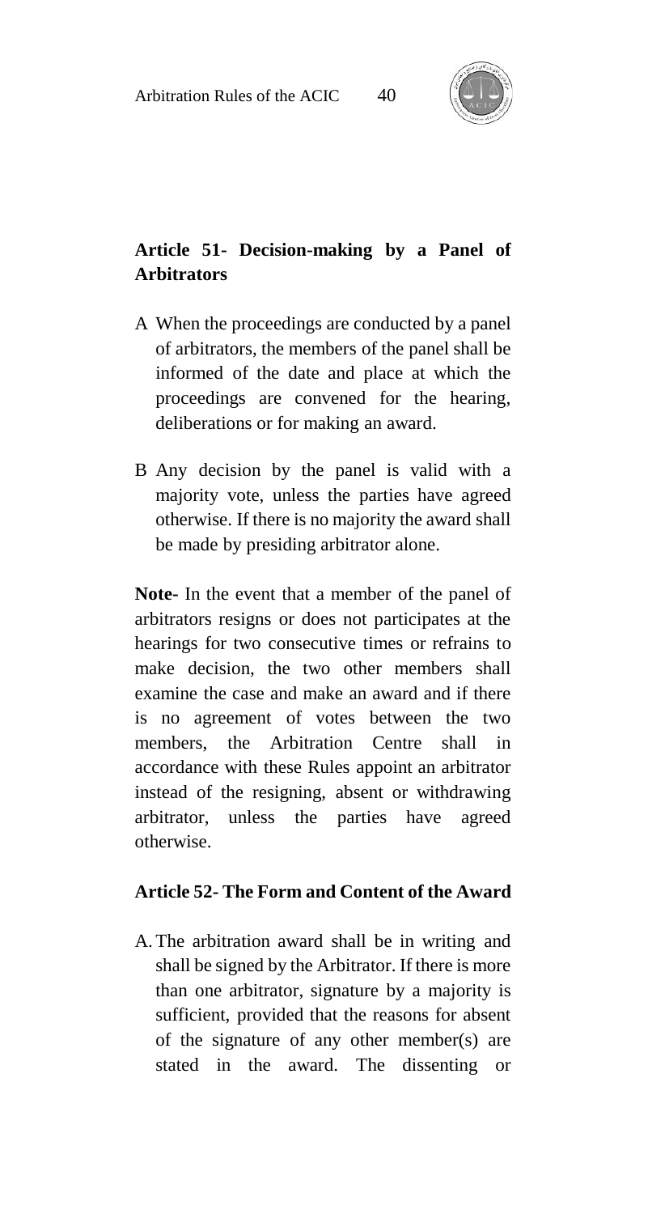## Article 51- Decision-making by a Panel of Arbitrators

A When the proceedings are conducted by a panel of arbitrators, the members of the panel shall be informed of the date and place at which the proceedings are convened for the hearing, deliberations or for making an award.

B Any decision by the panel is valid with a majority vote, unless the parties have agreed otherwise. If there is no majority the award shall be made by presiding arbitrator alone.

**Note-** In the event that a member of the panel of arbitrators resigns or does not participates at the hearings for two consecutive times or refrains to make decision, the two other members shall examine the case and make an award and if there is no agreement of votes between the two members, the Arbitration Centre shall in accordance with these Rules appoint an arbitrator instead of the resigning, absent or withdrawing arbitrator, unless the parties have agreed otherwise.

## Article 52- The Form and Content of the Award

A. The arbitration award shall be in writing and shall be signed by the Arbitrator. If there is more than one arbitrator, signature by a majority is sufficient, provided that the reasons for absent of the signature of any other member(s) are stated in the award. The dissenting or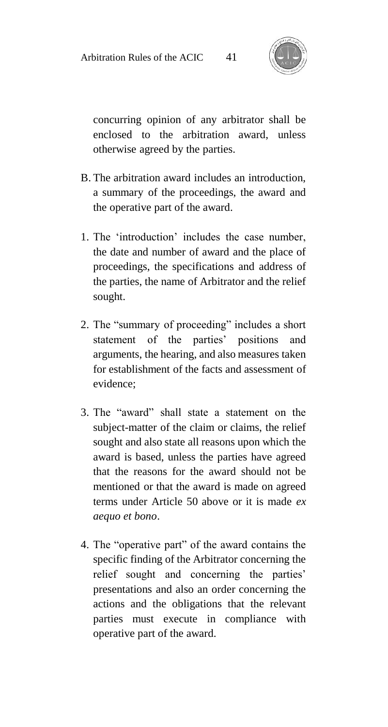concurring opinion of any arbitrator shall be enclosed to the arbitration award, unless otherwise agreed by the parties.

B. The arbitration award includes an introduction, a summary of the proceedings, the award and the operative part of the award.

1. The 'introduction' includes the case number, the date and number of award and the place of proceedings, the specifications and address of the parties, the name of Arbitrator and the relief sought.

2. The "summary of proceeding" includes a short statement of the parties' positions and arguments, the hearing, and also measures taken for establishment of the facts and assessment of evidence;

3. The "award" shall state a statement on the subject-matter of the claim or claims, the relief sought and also state all reasons upon which the award is based, unless the parties have agreed that the reasons for the award should not be mentioned or that the award is made on agreed terms under Article 50 above or it is made *ex aequo et bono*.

4. The "operative part" of the award contains the specific finding of the Arbitrator concerning the relief sought and concerning the parties' presentations and also an order concerning the actions and the obligations that the relevant parties must execute in compliance with operative part of the award.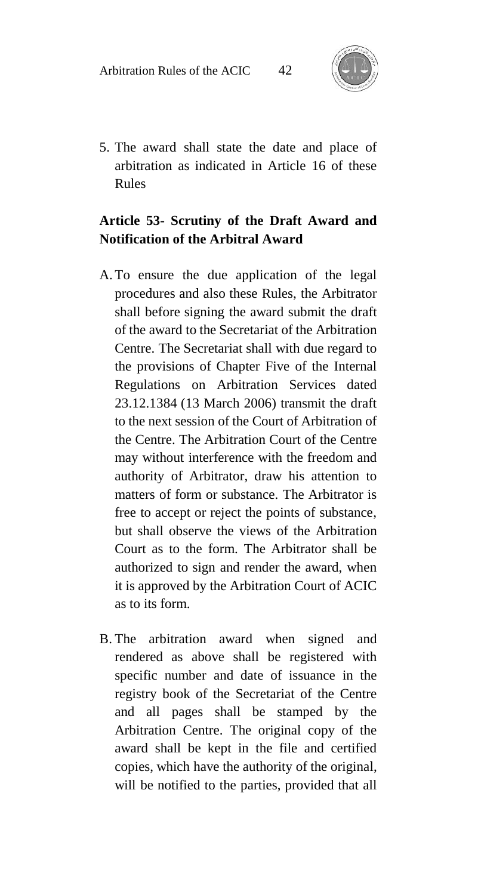5. The award shall state the date and place of arbitration as indicated in Article 16 of these Rules

### Article 53- Scrutiny of the Draft Award and Notification of the Arbitral Award

A. To ensure the due application of the legal procedures and also these Rules, the Arbitrator shall before signing the award submit the draft of the award to the Secretariat of the Arbitration Centre. The Secretariat shall with due regard to the provisions of Chapter Five of the Internal Regulations on Arbitration Services dated 23.12.1384 (13 March 2006) transmit the draft to the next session of the Court of Arbitration of the Centre. The Arbitration Court of the Centre may without interference with the freedom and authority of Arbitrator, draw his attention to matters of form or substance. The Arbitrator is free to accept or reject the points of substance, but shall observe the views of the Arbitration Court as to the form. The Arbitrator shall be authorized to sign and render the award, when it is approved by the Arbitration Court of ACIC as to its form.

B. The arbitration award when signed and rendered as above shall be registered with specific number and date of issuance in the registry book of the Secretariat of the Centre and all pages shall be stamped by the Arbitration Centre. The original copy of the award shall be kept in the file and certified copies, which have the authority of the original, will be notified to the parties, provided that all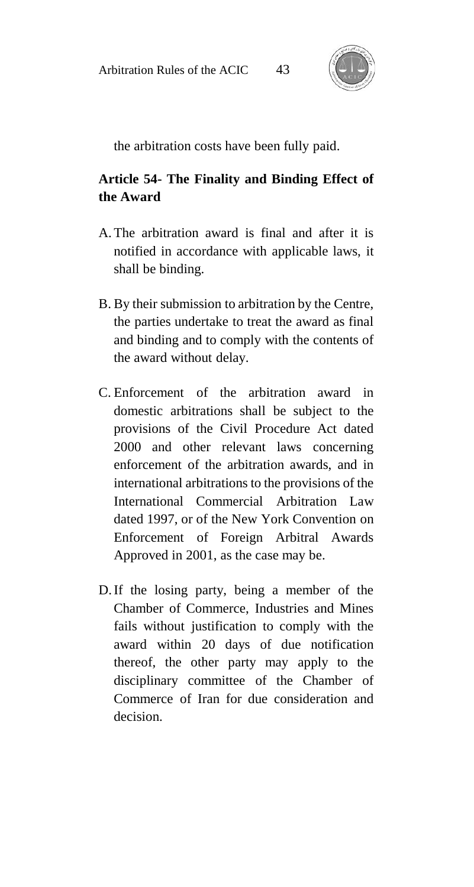the arbitration costs have been fully paid.

## Article 54- The Finality and Binding Effect of the Award

A. The arbitration award is final and after it is notified in accordance with applicable laws, it shall be binding.

B. By their submission to arbitration by the Centre, the parties undertake to treat the award as final and binding and to comply with the contents of the award without delay.

C. Enforcement of the arbitration award in domestic arbitrations shall be subject to the provisions of the Civil Procedure Act dated 2000 and other relevant laws concerning enforcement of the arbitration awards, and in international arbitrations to the provisions of the International Commercial Arbitration Law dated 1997, or of the New York Convention on Enforcement of Foreign Arbitral Awards Approved in 2001, as the case may be.

D. If the losing party, being a member of the Chamber of Commerce, Industries and Mines fails without justification to comply with the award within 20 days of due notification thereof, the other party may apply to the disciplinary committee of the Chamber of Commerce of Iran for due consideration and decision.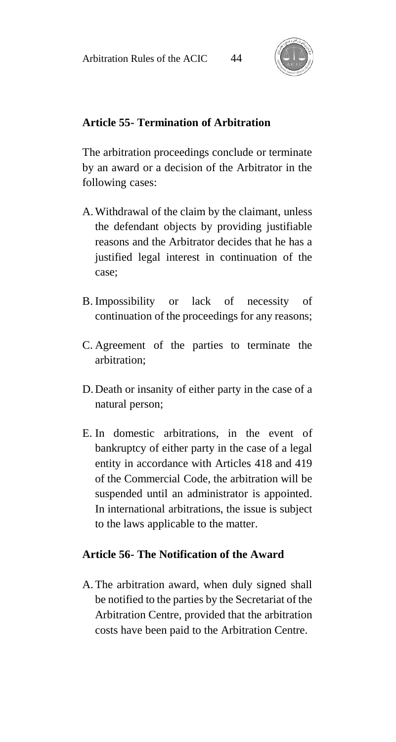### Article 55- Termination of Arbitration

The arbitration proceedings conclude or terminate by an award or a decision of the Arbitrator in the following cases:

A. Withdrawal of the claim by the claimant, unless the defendant objects by providing justifiable reasons and the Arbitrator decides that he has a justified legal interest in continuation of the case;

B. Impossibility or lack of necessity of continuation of the proceedings for any reasons;

C. Agreement of the parties to terminate the arbitration;

D. Death or insanity of either party in the case of a natural person;

E. In domestic arbitrations, in the event of bankruptcy of either party in the case of a legal entity in accordance with Articles 418 and 419 of the Commercial Code, the arbitration will be suspended until an administrator is appointed. In international arbitrations, the issue is subject to the laws applicable to the matter.

### Article 56- The Notification of the Award

A. The arbitration award, when duly signed shall be notified to the parties by the Secretariat of the Arbitration Centre, provided that the arbitration costs have been paid to the Arbitration Centre.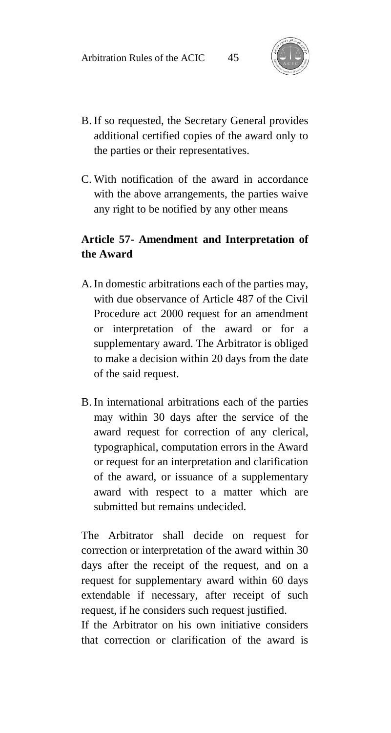B. If so requested, the Secretary General provides additional certified copies of the award only to the parties or their representatives.

C. With notification of the award in accordance with the above arrangements, the parties waive any right to be notified by any other means

### Article 57- Amendment and Interpretation of the Award

A. In domestic arbitrations each of the parties may, with due observance of Article 487 of the Civil Procedure act 2000 request for an amendment or interpretation of the award or for a supplementary award. The Arbitrator is obliged to make a decision within 20 days from the date of the said request.

B. In international arbitrations each of the parties may within 30 days after the service of the award request for correction of any clerical, typographical, computation errors in the Award or request for an interpretation and clarification of the award, or issuance of a supplementary award with respect to a matter which are submitted but remains undecided.

The Arbitrator shall decide on request for correction or interpretation of the award within 30 days after the receipt of the request, and on a request for supplementary award within 60 days extendable if necessary, after receipt of such request, if he considers such request justified.

If the Arbitrator on his own initiative considers that correction or clarification of the award is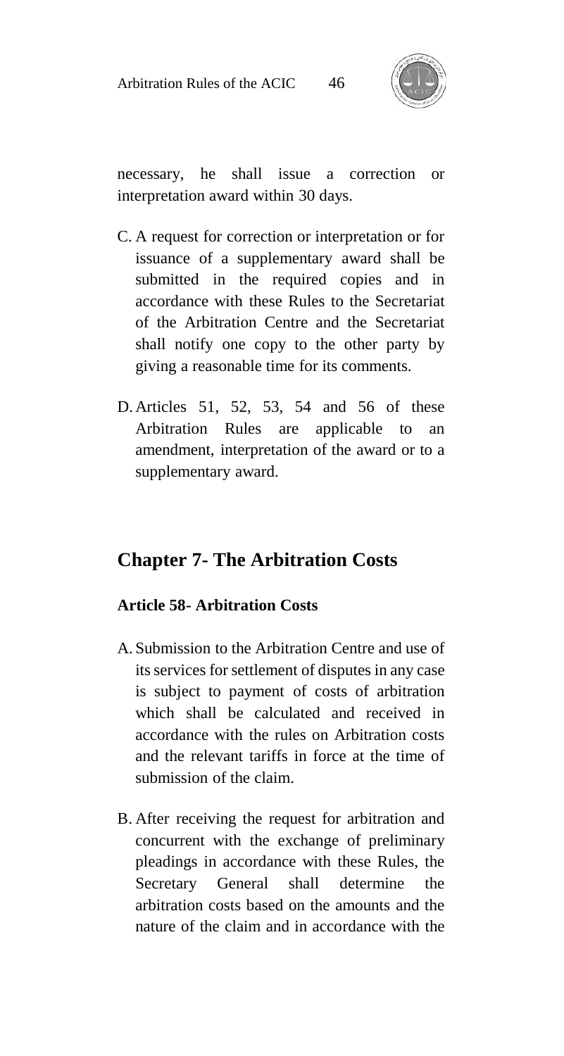necessary, he shall issue a correction or interpretation award within 30 days.

C. A request for correction or interpretation or for issuance of a supplementary award shall be submitted in the required copies and in accordance with these Rules to the Secretariat of the Arbitration Centre and the Secretariat shall notify one copy to the other party by giving a reasonable time for its comments.

D. Articles 51, 52, 53, 54 and 56 of these Arbitration Rules are applicable to an amendment, interpretation of the award or to a supplementary award.

## Chapter 7- The Arbitration Costs

### Article 58- Arbitration Costs

A. Submission to the Arbitration Centre and use of its services for settlement of disputes in any case is subject to payment of costs of arbitration which shall be calculated and received in accordance with the rules on Arbitration costs and the relevant tariffs in force at the time of submission of the claim.

B. After receiving the request for arbitration and concurrent with the exchange of preliminary pleadings in accordance with these Rules, the Secretary General shall determine the arbitration costs based on the amounts and the nature of the claim and in accordance with the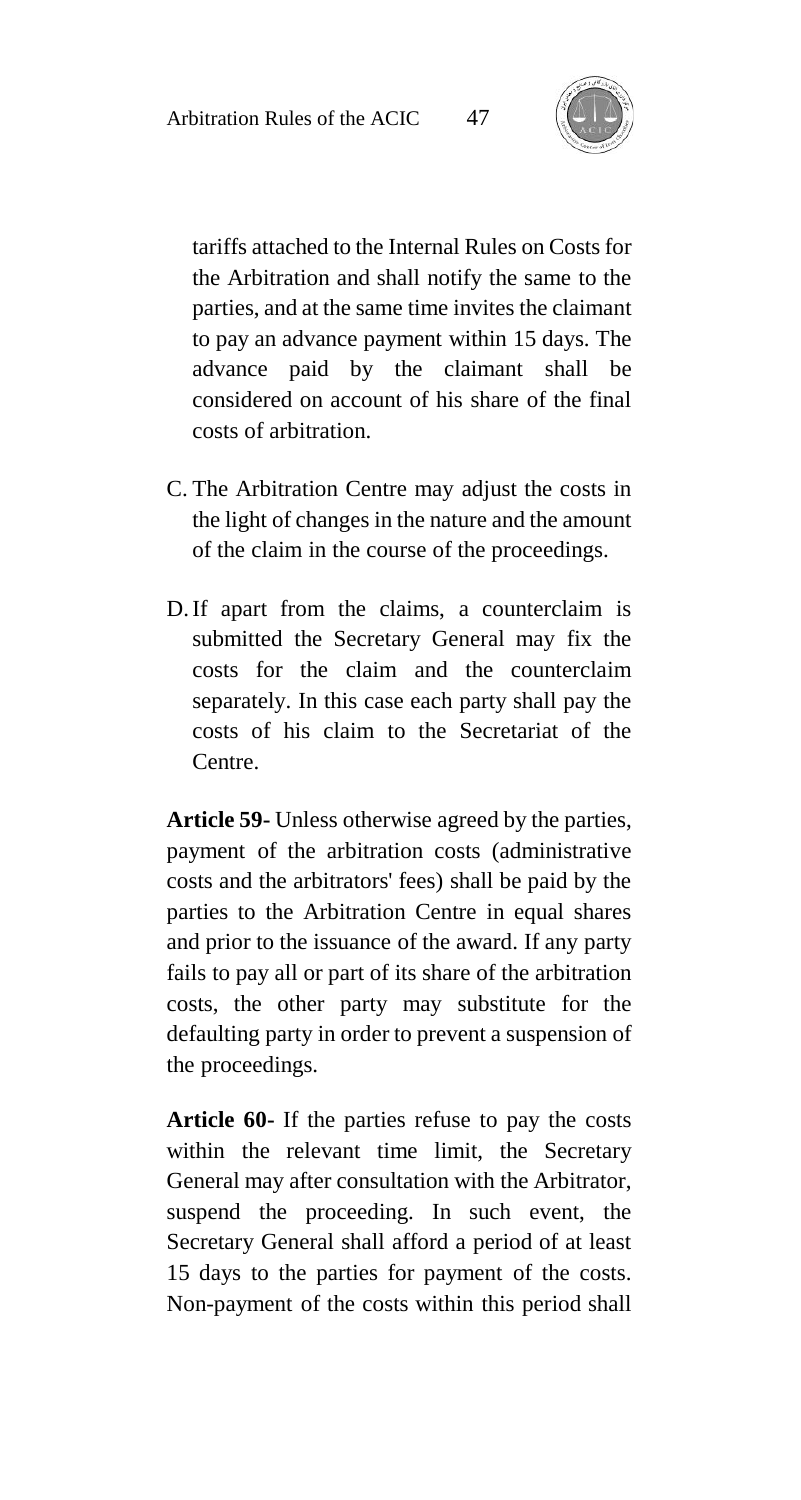tariffs attached to the Internal Rules on Costs for the Arbitration and shall notify the same to the parties, and at the same time invites the claimant to pay an advance payment within 15 days. The advance paid by the claimant shall be considered on account of his share of the final costs of arbitration.

C. The Arbitration Centre may adjust the costs in the light of changes in the nature and the amount of the claim in the course of the proceedings.

D. If apart from the claims, a counterclaim is submitted the Secretary General may fix the costs for the claim and the counterclaim separately. In this case each party shall pay the costs of his claim to the Secretariat of the Centre.

**Article 59-** Unless otherwise agreed by the parties, payment of the arbitration costs (administrative costs and the arbitrators' fees) shall be paid by the parties to the Arbitration Centre in equal shares and prior to the issuance of the award. If any party fails to pay all or part of its share of the arbitration costs, the other party may substitute for the defaulting party in order to prevent a suspension of the proceedings.

**Article 60-** If the parties refuse to pay the costs within the relevant time limit, the Secretary General may after consultation with the Arbitrator, suspend the proceeding. In such event, the Secretary General shall afford a period of at least 15 days to the parties for payment of the costs. Non-payment of the costs within this period shall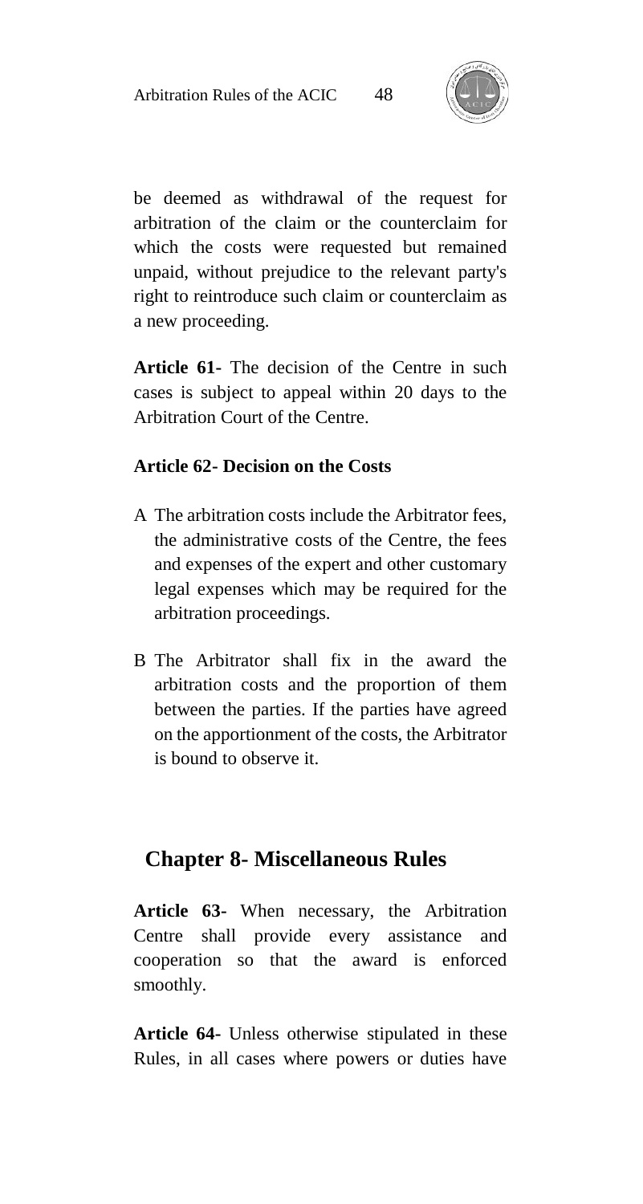be deemed as withdrawal of the request for arbitration of the claim or the counterclaim for which the costs were requested but remained unpaid, without prejudice to the relevant party's right to reintroduce such claim or counterclaim as a new proceeding.

**Article 61-** The decision of the Centre in such cases is subject to appeal within 20 days to the Arbitration Court of the Centre.

**Article 62- Decision on the Costs**

A The arbitration costs include the Arbitrator fees, the administrative costs of the Centre, the fees and expenses of the expert and other customary legal expenses which may be required for the arbitration proceedings.

B The Arbitrator shall fix in the award the arbitration costs and the proportion of them between the parties. If the parties have agreed on the apportionment of the costs, the Arbitrator is bound to observe it.

## Chapter 8- Miscellaneous Rules

**Article 63-** When necessary, the Arbitration Centre shall provide every assistance and cooperation so that the award is enforced smoothly.

**Article 64-** Unless otherwise stipulated in these Rules, in all cases where powers or duties have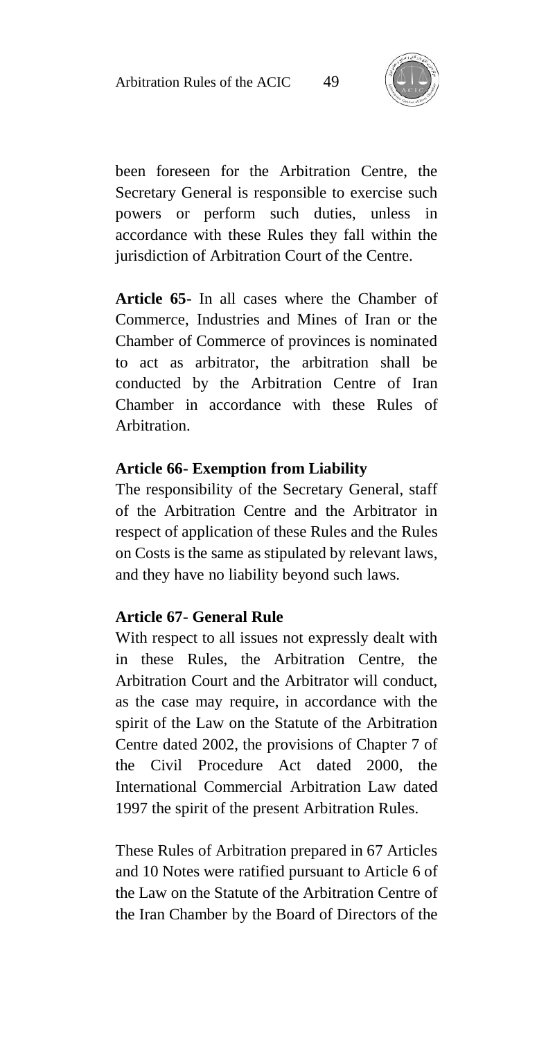been foreseen for the Arbitration Centre, the Secretary General is responsible to exercise such powers or perform such duties, unless in accordance with these Rules they fall within the jurisdiction of Arbitration Court of the Centre.

**Article 65-** In all cases where the Chamber of Commerce, Industries and Mines of Iran or the Chamber of Commerce of provinces is nominated to act as arbitrator, the arbitration shall be conducted by the Arbitration Centre of Iran Chamber in accordance with these Rules of Arbitration.

**Article 66- Exemption from Liability**

The responsibility of the Secretary General, staff of the Arbitration Centre and the Arbitrator in respect of application of these Rules and the Rules on Costs is the same as stipulated by relevant laws, and they have no liability beyond such laws.

**Article 67- General Rule**

With respect to all issues not expressly dealt with in these Rules, the Arbitration Centre, the Arbitration Court and the Arbitrator will conduct, as the case may require, in accordance with the spirit of the Law on the Statute of the Arbitration Centre dated 2002, the provisions of Chapter 7 of the Civil Procedure Act dated 2000, the International Commercial Arbitration Law dated 1997 the spirit of the present Arbitration Rules.

These Rules of Arbitration prepared in 67 Articles and 10 Notes were ratified pursuant to Article 6 of the Law on the Statute of the Arbitration Centre of the Iran Chamber by the Board of Directors of the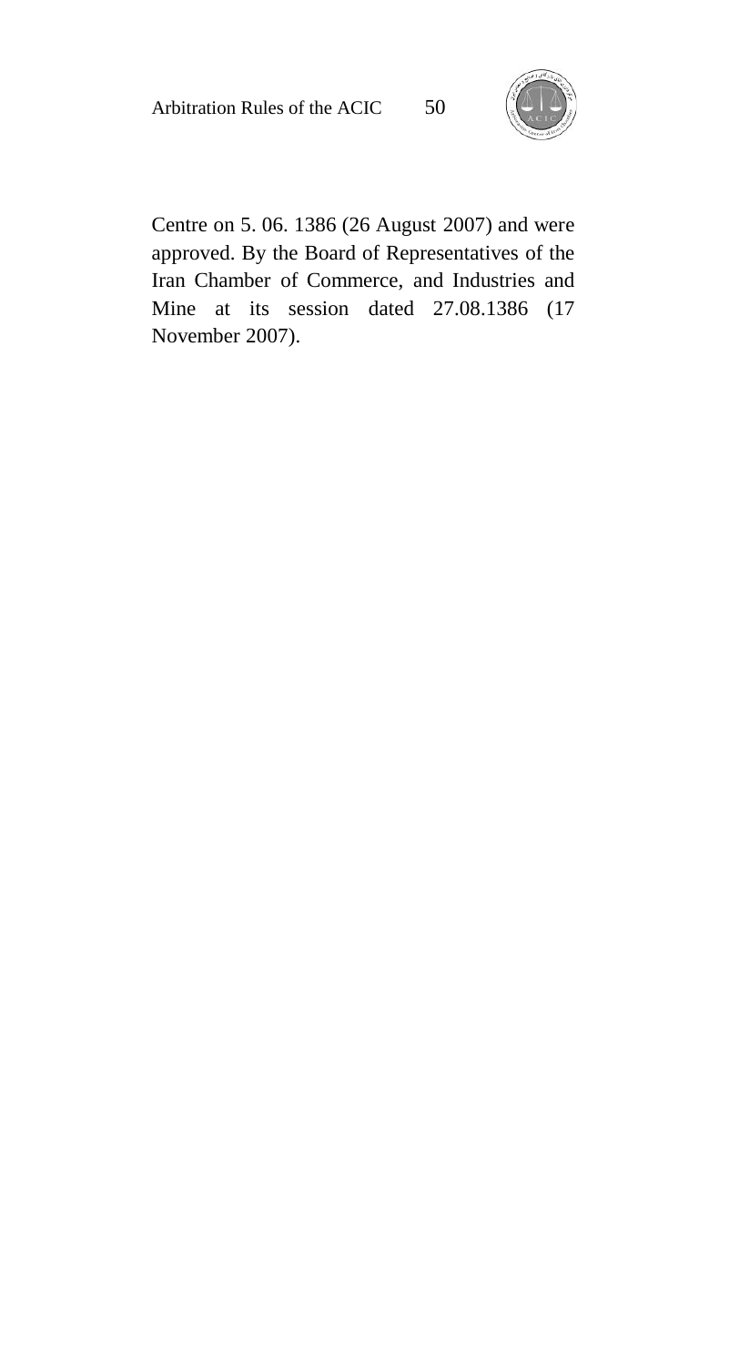Centre on 5. 06. 1386 (26 August 2007) and were approved. By the Board of Representatives of the Iran Chamber of Commerce, and Industries and Mine at its session dated 27.08.1386 (17 November 2007).